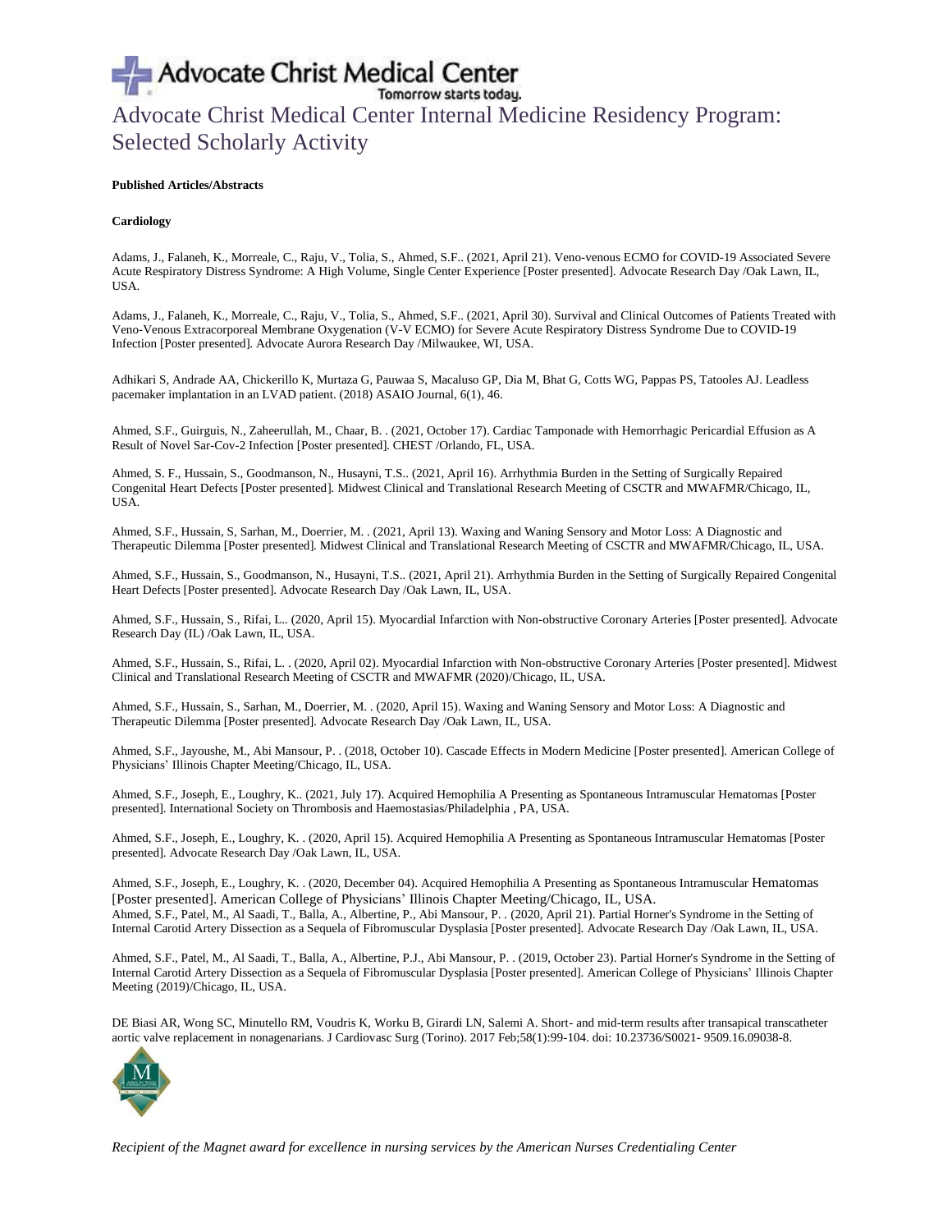# Advocate Christ Medical Center Internal Medicine Residency Program: Selected Scholarly Activity

**Published Articles/Abstracts**

**Cardiology**

Adams, J., Falaneh, K., Morreale, C., Raju, V., Tolia, S., Ahmed, S.F.. (2021, April 21). Veno-venous ECMO for COVID-19 Associated Severe Acute Respiratory Distress Syndrome: A High Volume, Single Center Experience [Poster presented]. Advocate Research Day /Oak Lawn, IL, USA.

Adams, J., Falaneh, K., Morreale, C., Raju, V., Tolia, S., Ahmed, S.F.. (2021, April 30). Survival and Clinical Outcomes of Patients Treated with Veno-Venous Extracorporeal Membrane Oxygenation (V-V ECMO) for Severe Acute Respiratory Distress Syndrome Due to COVID-19 Infection [Poster presented]. Advocate Aurora Research Day /Milwaukee, WI, USA.

Adhikari S, Andrade AA, Chickerillo K, Murtaza G, Pauwaa S, Macaluso GP, Dia M, Bhat G, Cotts WG, Pappas PS, Tatooles AJ. Leadless pacemaker implantation in an LVAD patient. (2018) ASAIO Journal, 6(1), 46.

Ahmed, S.F., Guirguis, N., Zaheerullah, M., Chaar, B. . (2021, October 17). Cardiac Tamponade with Hemorrhagic Pericardial Effusion as A Result of Novel Sar-Cov-2 Infection [Poster presented]. CHEST /Orlando, FL, USA.

Ahmed, S. F., Hussain, S., Goodmanson, N., Husayni, T.S.. (2021, April 16). Arrhythmia Burden in the Setting of Surgically Repaired Congenital Heart Defects [Poster presented]. Midwest Clinical and Translational Research Meeting of CSCTR and MWAFMR/Chicago, IL, USA.

Ahmed, S.F., Hussain, S, Sarhan, M., Doerrier, M. . (2021, April 13). Waxing and Waning Sensory and Motor Loss: A Diagnostic and Therapeutic Dilemma [Poster presented]. Midwest Clinical and Translational Research Meeting of CSCTR and MWAFMR/Chicago, IL, USA.

Ahmed, S.F., Hussain, S., Goodmanson, N., Husayni, T.S.. (2021, April 21). Arrhythmia Burden in the Setting of Surgically Repaired Congenital Heart Defects [Poster presented]. Advocate Research Day /Oak Lawn, IL, USA.

Ahmed, S.F., Hussain, S., Rifai, L.. (2020, April 15). Myocardial Infarction with Non-obstructive Coronary Arteries [Poster presented]. Advocate Research Day (IL) /Oak Lawn, IL, USA.

Ahmed, S.F., Hussain, S., Rifai, L. . (2020, April 02). Myocardial Infarction with Non-obstructive Coronary Arteries [Poster presented]. Midwest Clinical and Translational Research Meeting of CSCTR and MWAFMR (2020)/Chicago, IL, USA.

Ahmed, S.F., Hussain, S., Sarhan, M., Doerrier, M. . (2020, April 15). Waxing and Waning Sensory and Motor Loss: A Diagnostic and Therapeutic Dilemma [Poster presented]. Advocate Research Day /Oak Lawn, IL, USA.

Ahmed, S.F., Jayoushe, M., Abi Mansour, P. . (2018, October 10). Cascade Effects in Modern Medicine [Poster presented]. American College of Physicians' Illinois Chapter Meeting/Chicago, IL, USA.

Ahmed, S.F., Joseph, E., Loughry, K.. (2021, July 17). Acquired Hemophilia A Presenting as Spontaneous Intramuscular Hematomas [Poster presented]. International Society on Thrombosis and Haemostasias/Philadelphia , PA, USA.

Ahmed, S.F., Joseph, E., Loughry, K. . (2020, April 15). Acquired Hemophilia A Presenting as Spontaneous Intramuscular Hematomas [Poster presented]. Advocate Research Day /Oak Lawn, IL, USA.

Ahmed, S.F., Joseph, E., Loughry, K. . (2020, December 04). Acquired Hemophilia A Presenting as Spontaneous Intramuscular Hematomas [Poster presented]. American College of Physicians' Illinois Chapter Meeting/Chicago, IL, USA.

Ahmed, S.F., Patel, M., Al Saadi, T., Balla, A., Albertine, P., Abi Mansour, P. . (2020, April 21). Partial Horner's Syndrome in the Setting of Internal Carotid Artery Dissection as a Sequela of Fibromuscular Dysplasia [Poster presented]. Advocate Research Day /Oak Lawn, IL, USA.

Ahmed, S.F., Patel, M., Al Saadi, T., Balla, A., Albertine, P.J., Abi Mansour, P. . (2019, October 23). Partial Horner's Syndrome in the Setting of Internal Carotid Artery Dissection as a Sequela of Fibromuscular Dysplasia [Poster presented]. American College of Physicians' Illinois Chapter Meeting (2019)/Chicago, IL, USA.

DE Biasi AR, Wong SC, Minutello RM, Voudris K, Worku B, Girardi LN, Salemi A. Short- and mid-term results after transapical transcatheter aortic valve replacement in nonagenarians. J Cardiovasc Surg (Torino). 2017 Feb;58(1):99-104. doi: 10.23736/S0021- 9509.16.09038-8.

*Recipient of the Magnet award for excellence in nursing services by the American Nurses Credentialing Center*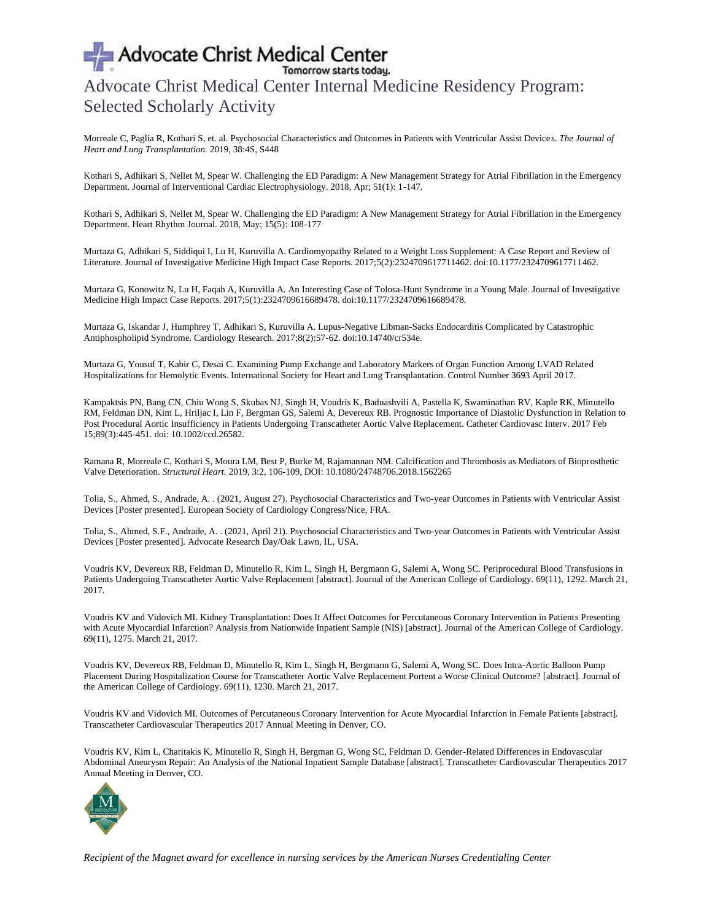# Advocate Christ Medical Center Internal Medicine Residency Program: Selected Scholarly Activity

Morreale C, Paglia R, Kothari S, et. al. Psychosocial Characteristics and Outcomes in Patients with Ventricular Assist Devices. *The Journal of Heart and Lung Transplantation.* 2019, 38:4S, S448

Kothari S, Adhikari S, Nellet M, Spear W. Challenging the ED Paradigm: A New Management Strategy for Atrial Fibrillation in the Emergency Department. Journal of Interventional Cardiac Electrophysiology. 2018, Apr; 51(1): 1-147.

Kothari S, Adhikari S, Nellet M, Spear W. Challenging the ED Paradigm: A New Management Strategy for Atrial Fibrillation in the Emergency Department. Heart Rhythm Journal. 2018, May; 15(5): 108-177

Murtaza G, Adhikari S, Siddiqui I, Lu H, Kuruvilla A. Cardiomyopathy Related to a Weight Loss Supplement: A Case Report and Review of Literature. Journal of Investigative Medicine High Impact Case Reports. 2017;5(2):2324709617711462. doi:10.1177/2324709617711462.

Murtaza G, Konowitz N, Lu H, Faqah A, Kuruvilla A. An Interesting Case of Tolosa-Hunt Syndrome in a Young Male. Journal of Investigative Medicine High Impact Case Reports. 2017;5(1):2324709616689478. doi:10.1177/2324709616689478.

Murtaza G, Iskandar J, Humphrey T, Adhikari S, Kuruvilla A. Lupus-Negative Libman-Sacks Endocarditis Complicated by Catastrophic Antiphospholipid Syndrome. Cardiology Research. 2017;8(2):57-62. doi:10.14740/cr534e.

Murtaza G, Yousuf T, Kabir C, Desai C. Examining Pump Exchange and Laboratory Markers of Organ Function Among LVAD Related Hospitalizations for Hemolytic Events. International Society for Heart and Lung Transplantation. Control Number 3693 April 2017.

Kampaktsis PN, Bang CN, Chiu Wong S, Skubas NJ, Singh H, Voudris K, Baduashvili A, Pastella K, Swaminathan RV, Kaple RK, Minutello RM, Feldman DN, Kim L, Hriljac I, Lin F, Bergman GS, Salemi A, Devereux RB. Prognostic Importance of Diastolic Dysfunction in Relation to Post Procedural Aortic Insufficiency in Patients Undergoing Transcatheter Aortic Valve Replacement. Catheter Cardiovasc Interv. 2017 Feb 15;89(3):445-451. doi: 10.1002/ccd.26582.

Ramana R, Morreale C, Kothari S, Moura LM, Best P, Burke M, Rajamannan NM. Calcification and Thrombosis as Mediators of Bioprosthetic Valve Deterioration. *Structural Heart.* 2019, 3:2, 106-109, DOI: 10.1080/24748706.2018.1562265

Tolia, S., Ahmed, S., Andrade, A. . (2021, August 27). Psychosocial Characteristics and Two-year Outcomes in Patients with Ventricular Assist Devices [Poster presented]. European Society of Cardiology Congress/Nice, FRA.

Tolia, S., Ahmed, S.F., Andrade, A. . (2021, April 21). Psychosocial Characteristics and Two-year Outcomes in Patients with Ventricular Assist Devices [Poster presented]. Advocate Research Day/Oak Lawn, IL, USA.

Voudris KV, Devereux RB, Feldman D, Minutello R, Kim L, Singh H, Bergmann G, Salemi A, Wong SC. Periprocedural Blood Transfusions in Patients Undergoing Transcatheter Aortic Valve Replacement [abstract]. Journal of the American College of Cardiology. 69(11), 1292. March 21, 2017.

Voudris KV and Vidovich MI. Kidney Transplantation: Does It Affect Outcomes for Percutaneous Coronary Intervention in Patients Presenting with Acute Myocardial Infarction? Analysis from Nationwide Inpatient Sample (NIS) [abstract]. Journal of the American College of Cardiology. 69(11), 1275. March 21, 2017.

Voudris KV, Devereux RB, Feldman D, Minutello R, Kim L, Singh H, Bergmann G, Salemi A, Wong SC. Does Intra-Aortic Balloon Pump Placement During Hospitalization Course for Transcatheter Aortic Valve Replacement Portent a Worse Clinical Outcome? [abstract]. Journal of the American College of Cardiology. 69(11), 1230. March 21, 2017.

Voudris KV and Vidovich MI. Outcomes of Percutaneous Coronary Intervention for Acute Myocardial Infarction in Female Patients [abstract]. Transcatheter Cardiovascular Therapeutics 2017 Annual Meeting in Denver, CO.

Voudris KV, Kim L, Charitakis K, Minutello R, Singh H, Bergman G, Wong SC, Feldman D. Gender-Related Differences in Endovascular Abdominal Aneurysm Repair: An Analysis of the National Inpatient Sample Database [abstract]. Transcatheter Cardiovascular Therapeutics 2017 Annual Meeting in Denver, CO.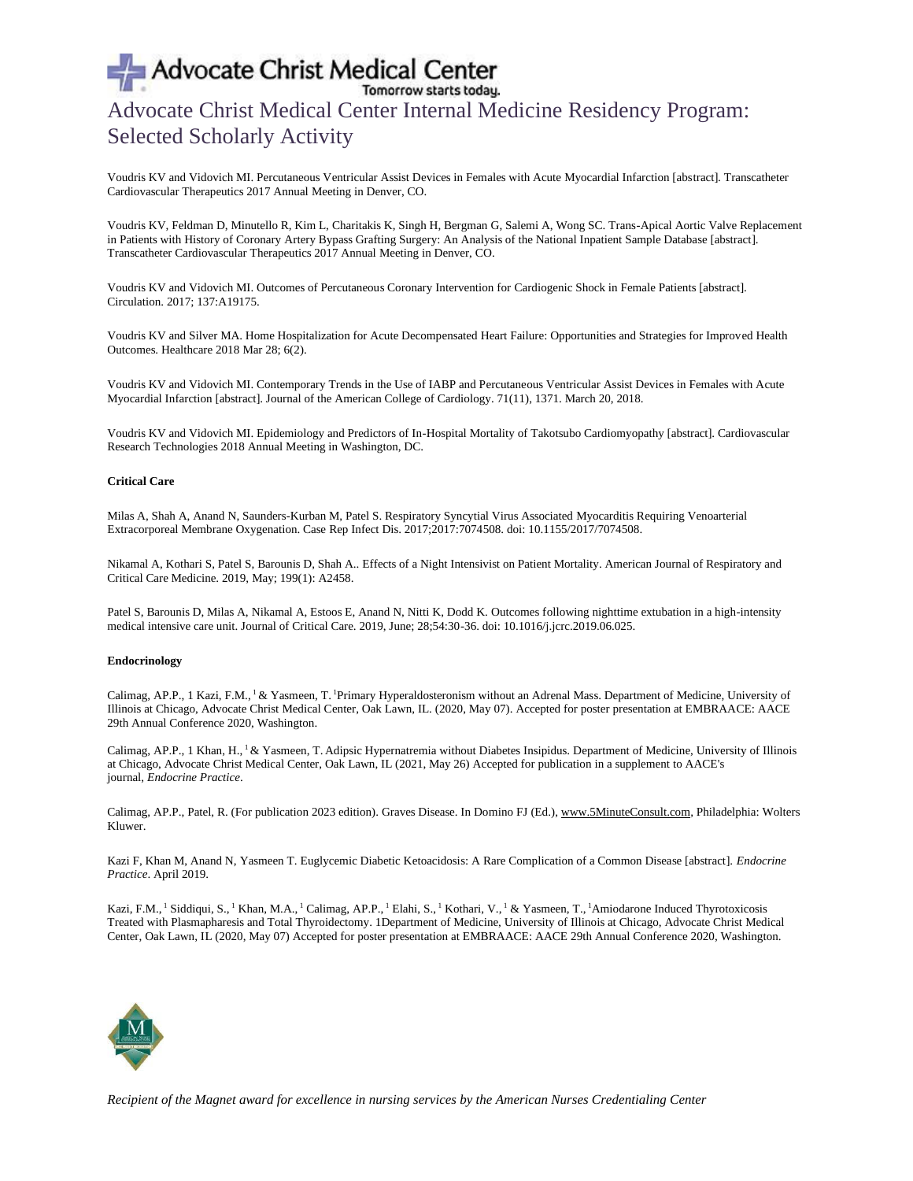Voudris KV and Vidovich MI. Percutaneous Ventricular Assist Devices in Females with Acute Myocardial Infarction [abstract]. Transcatheter Cardiovascular Therapeutics 2017 Annual Meeting in Denver, CO.

Voudris KV, Feldman D, Minutello R, Kim L, Charitakis K, Singh H, Bergman G, Salemi A, Wong SC. Trans-Apical Aortic Valve Replacement in Patients with History of Coronary Artery Bypass Grafting Surgery: An Analysis of the National Inpatient Sample Database [abstract]. Transcatheter Cardiovascular Therapeutics 2017 Annual Meeting in Denver, CO.

Voudris KV and Vidovich MI. Outcomes of Percutaneous Coronary Intervention for Cardiogenic Shock in Female Patients [abstract]. Circulation. 2017; 137:A19175.

Voudris KV and Silver MA. Home Hospitalization for Acute Decompensated Heart Failure: Opportunities and Strategies for Improved Health Outcomes. Healthcare 2018 Mar 28; 6(2).

Voudris KV and Vidovich MI. Contemporary Trends in the Use of IABP and Percutaneous Ventricular Assist Devices in Females with Acute Myocardial Infarction [abstract]. Journal of the American College of Cardiology. 71(11), 1371. March 20, 2018.

Voudris KV and Vidovich MI. Epidemiology and Predictors of In-Hospital Mortality of Takotsubo Cardiomyopathy [abstract]. Cardiovascular Research Technologies 2018 Annual Meeting in Washington, DC.

**Critical Care**

Milas A, Shah A, Anand N, Saunders-Kurban M, Patel S. Respiratory Syncytial Virus Associated Myocarditis Requiring Venoarterial Extracorporeal Membrane Oxygenation. Case Rep Infect Dis. 2017;2017:7074508. doi: 10.1155/2017/7074508.

Nikamal A, Kothari S, Patel S, Barounis D, Shah A.. Effects of a Night Intensivist on Patient Mortality. American Journal of Respiratory and Critical Care Medicine. 2019, May; 199(1): A2458.

Patel S, Barounis D, Milas A, Nikamal A, Estoos E, Anand N, Nitti K, Dodd K. Outcomes following nighttime extubation in a high-intensity medical intensive care unit. Journal of Critical Care. 2019, June; 28;54:30-36. doi: 10.1016/j.jcrc.2019.06.025.

**Endocrinology**

Calimag, AP.P., 1 Kazi, F.M., [1] & Yasmeen, T. [1]Primary Hyperaldosteronism without an Adrenal Mass. Department of Medicine, University of Illinois at Chicago, Advocate Christ Medical Center, Oak Lawn, IL. (2020, May 07). Accepted for poster presentation at EMBRAACE: AACE 29th Annual Conference 2020, Washington.

Calimag, AP.P., 1 Khan, H., [1] & Yasmeen, T. Adipsic Hypernatremia without Diabetes Insipidus. Department of Medicine, University of Illinois at Chicago, Advocate Christ Medical Center, Oak Lawn, IL (2021, May 26) Accepted for publication in a supplement to AACE's journal, *Endocrine Practice*.

Calimag, AP.P., Patel, R. (For publication 2023 edition). Graves Disease. In Domino FJ (Ed.), www.5MinuteConsult.com, Philadelphia: Wolters Kluwer.

Kazi F, Khan M, Anand N, Yasmeen T. Euglycemic Diabetic Ketoacidosis: A Rare Complication of a Common Disease [abstract]. *Endocrine Practice*. April 2019.

Kazi, F.M., [1] Siddiqui, S., [1] Khan, M.A., [1] Calimag, AP.P., [1] Elahi, S., [1] Kothari, V., [1] & Yasmeen, T., [1]Amiodarone Induced Thyrotoxicosis Treated with Plasmapheresis and Total Thyroidectomy. 1Department of Medicine, University of Illinois at Chicago, Advocate Christ Medical Center, Oak Lawn, IL (2020, May 07) Accepted for poster presentation at EMBRAACE: AACE 29th Annual Conference 2020, Washington.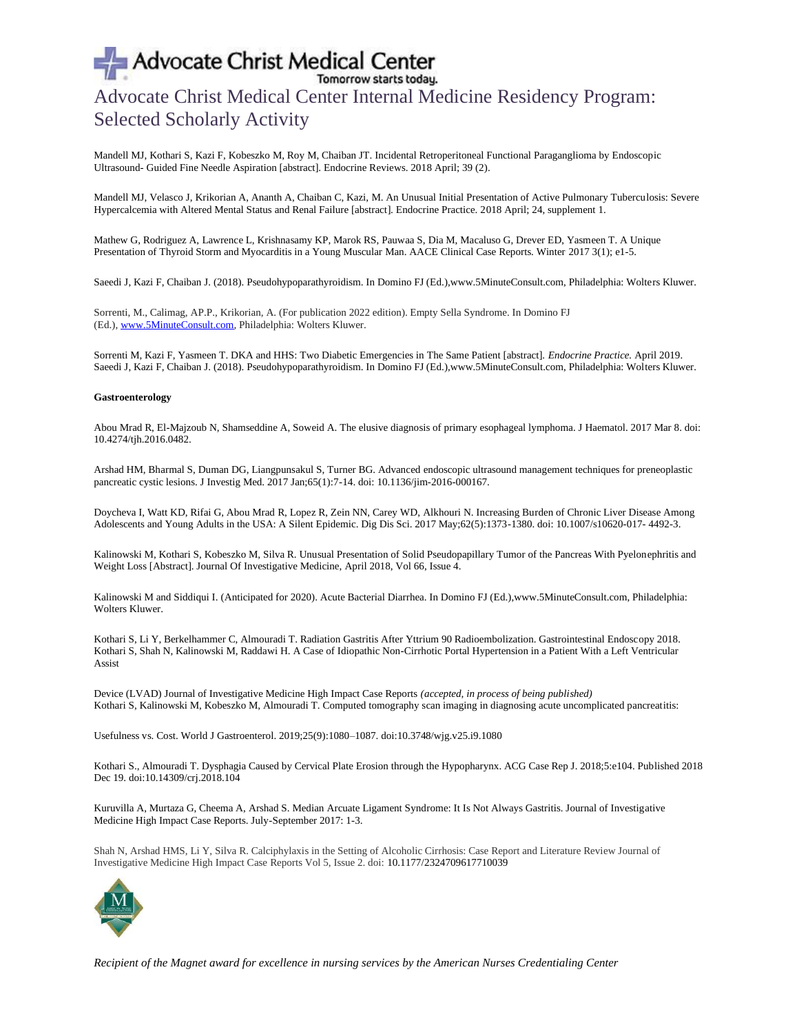Mandell MJ, Kothari S, Kazi F, Kobeszko M, Roy M, Chaiban JT. Incidental Retroperitoneal Functional Paraganglioma by Endoscopic Ultrasound- Guided Fine Needle Aspiration [abstract]. Endocrine Reviews. 2018 April; 39 (2).

Mandell MJ, Velasco J, Krikorian A, Ananth A, Chaiban C, Kazi, M. An Unusual Initial Presentation of Active Pulmonary Tuberculosis: Severe Hypercalcemia with Altered Mental Status and Renal Failure [abstract]. Endocrine Practice. 2018 April; 24, supplement 1.

Mathew G, Rodriguez A, Lawrence L, Krishnasamy KP, Marok RS, Pauwaa S, Dia M, Macaluso G, Drever ED, Yasmeen T. A Unique Presentation of Thyroid Storm and Myocarditis in a Young Muscular Man. AACE Clinical Case Reports. Winter 2017 3(1); e1-5.

Saeedi J, Kazi F, Chaiban J. (2018). Pseudohypoparathyroidism. In Domino FJ (Ed.),www.5MinuteConsult.com, Philadelphia: Wolters Kluwer.

Sorrenti, M., Calimag, AP.P., Krikorian, A. (For publication 2022 edition). Empty Sella Syndrome. In Domino FJ (Ed.), www.5MinuteConsult.com, Philadelphia: Wolters Kluwer.

Sorrenti M, Kazi F, Yasmeen T. DKA and HHS: Two Diabetic Emergencies in The Same Patient [abstract]. *Endocrine Practice.* April 2019.
Saeedi J, Kazi F, Chaiban J. (2018). Pseudohypoparathyroidism. In Domino FJ (Ed.),www.5MinuteConsult.com, Philadelphia: Wolters Kluwer.

**Gastroenterology**

Abou Mrad R, El-Majzoub N, Shamseddine A, Soweid A. The elusive diagnosis of primary esophageal lymphoma. J Haematol. 2017 Mar 8. doi: 10.4274/tjh.2016.0482.

Arshad HM, Bharmal S, Duman DG, Liangpunsakul S, Turner BG. Advanced endoscopic ultrasound management techniques for preneoplastic pancreatic cystic lesions. J Investig Med. 2017 Jan;65(1):7-14. doi: 10.1136/jim-2016-000167.

Doycheva I, Watt KD, Rifai G, Abou Mrad R, Lopez R, Zein NN, Carey WD, Alkhouri N. Increasing Burden of Chronic Liver Disease Among Adolescents and Young Adults in the USA: A Silent Epidemic. Dig Dis Sci. 2017 May;62(5):1373-1380. doi: 10.1007/s10620-017- 4492-3.

Kalinowski M, Kothari S, Kobeszko M, Silva R. Unusual Presentation of Solid Pseudopapillary Tumor of the Pancreas With Pyelonephritis and Weight Loss [Abstract]. Journal Of Investigative Medicine, April 2018, Vol 66, Issue 4.

Kalinowski M and Siddiqui I. (Anticipated for 2020). Acute Bacterial Diarrhea. In Domino FJ (Ed.),www.5MinuteConsult.com, Philadelphia: Wolters Kluwer.

Kothari S, Li Y, Berkelhammer C, Almouradi T. Radiation Gastritis After Yttrium 90 Radioembolization. Gastrointestinal Endoscopy 2018.
Kothari S, Shah N, Kalinowski M, Raddawi H. A Case of Idiopathic Non-Cirrhotic Portal Hypertension in a Patient With a Left Ventricular Assist

Device (LVAD) Journal of Investigative Medicine High Impact Case Reports *(accepted, in process of being published)*
Kothari S, Kalinowski M, Kobeszko M, Almouradi T. Computed tomography scan imaging in diagnosing acute uncomplicated pancreatitis:

Usefulness vs. Cost. World J Gastroenterol. 2019;25(9):1080–1087. doi:10.3748/wjg.v25.i9.1080

Kothari S., Almouradi T. Dysphagia Caused by Cervical Plate Erosion through the Hypopharynx. ACG Case Rep J. 2018;5:e104. Published 2018 Dec 19. doi:10.14309/crj.2018.104

Kuruvilla A, Murtaza G, Cheema A, Arshad S. Median Arcuate Ligament Syndrome: It Is Not Always Gastritis. Journal of Investigative Medicine High Impact Case Reports. July-September 2017: 1-3.

Shah N, Arshad HMS, Li Y, Silva R. Calciphylaxis in the Setting of Alcoholic Cirrhosis: Case Report and Literature Review Journal of Investigative Medicine High Impact Case Reports Vol 5, Issue 2. doi: 10.1177/2324709617710039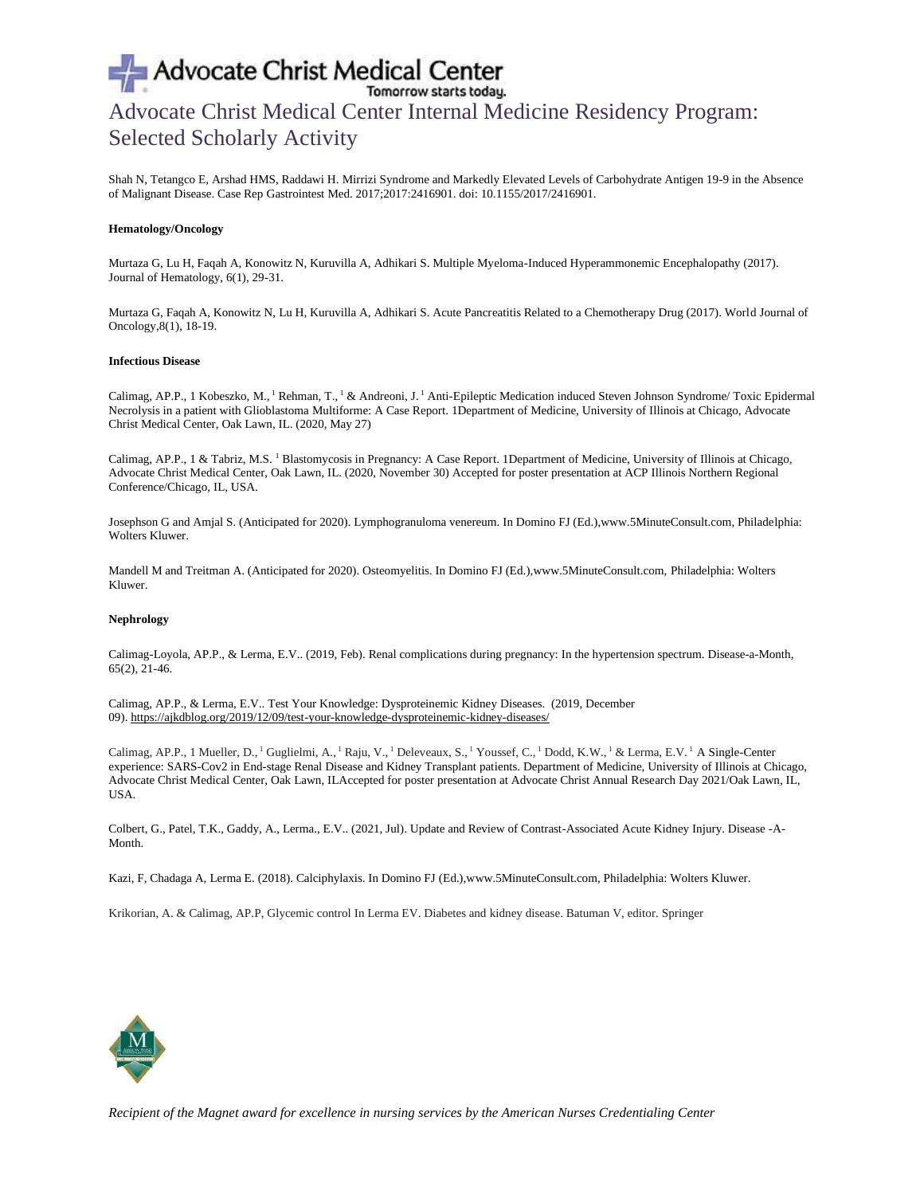Shah N, Tetangco E, Arshad HMS, Raddawi H. Mirrizi Syndrome and Markedly Elevated Levels of Carbohydrate Antigen 19-9 in the Absence of Malignant Disease. Case Rep Gastrointest Med. 2017;2017:2416901. doi: 10.1155/2017/2416901.

**Hematology/Oncology**

Murtaza G, Lu H, Faqah A, Konowitz N, Kuruvilla A, Adhikari S. Multiple Myeloma-Induced Hyperammonemic Encephalopathy (2017). Journal of Hematology, 6(1), 29-31.

Murtaza G, Faqah A, Konowitz N, Lu H, Kuruvilla A, Adhikari S. Acute Pancreatitis Related to a Chemotherapy Drug (2017). World Journal of Oncology,8(1), 18-19.

**Infectious Disease**

Calimag, AP.P., 1 Kobeszko, M.,[1] Rehman, T.,[1] & Andreoni, J.[1] Anti-Epileptic Medication induced Steven Johnson Syndrome/ Toxic Epidermal Necrolysis in a patient with Glioblastoma Multiforme: A Case Report. 1Department of Medicine, University of Illinois at Chicago, Advocate Christ Medical Center, Oak Lawn, IL. (2020, May 27)

Calimag, AP.P., 1 & Tabriz, M.S.[1] Blastomycosis in Pregnancy: A Case Report. 1Department of Medicine, University of Illinois at Chicago, Advocate Christ Medical Center, Oak Lawn, IL. (2020, November 30) Accepted for poster presentation at ACP Illinois Northern Regional Conference/Chicago, IL, USA.

Josephson G and Amjal S. (Anticipated for 2020). Lymphogranuloma venereum. In Domino FJ (Ed.),www.5MinuteConsult.com, Philadelphia: Wolters Kluwer.

Mandell M and Treitman A. (Anticipated for 2020). Osteomyelitis. In Domino FJ (Ed.),www.5MinuteConsult.com, Philadelphia: Wolters Kluwer.

**Nephrology**

Calimag-Loyola, AP.P., & Lerma, E.V.. (2019, Feb). Renal complications during pregnancy: In the hypertension spectrum. Disease-a-Month, 65(2), 21-46.

Calimag, AP.P., & Lerma, E.V.. Test Your Knowledge: Dysproteinemic Kidney Diseases. (2019, December 09). https://ajkdblog.org/2019/12/09/test-your-knowledge-dysproteinemic-kidney-diseases/

Calimag, AP.P., 1 Mueller, D.,[1] Guglielmi, A.,[1] Raju, V.,[1] Deleveaux, S.,[1] Youssef, C.,[1] Dodd, K.W.,[1] & Lerma, E.V.[1] A Single-Center experience: SARS-Cov2 in End-stage Renal Disease and Kidney Transplant patients. Department of Medicine, University of Illinois at Chicago, Advocate Christ Medical Center, Oak Lawn, ILAccepted for poster presentation at Advocate Christ Annual Research Day 2021/Oak Lawn, IL, USA.

Colbert, G., Patel, T.K., Gaddy, A., Lerma., E.V.. (2021, Jul). Update and Review of Contrast-Associated Acute Kidney Injury. Disease -A-Month.

Kazi, F, Chadaga A, Lerma E. (2018). Calciphylaxis. In Domino FJ (Ed.),www.5MinuteConsult.com, Philadelphia: Wolters Kluwer.

Krikorian, A. & Calimag, AP.P, Glycemic control In Lerma EV. Diabetes and kidney disease. Batuman V, editor. Springer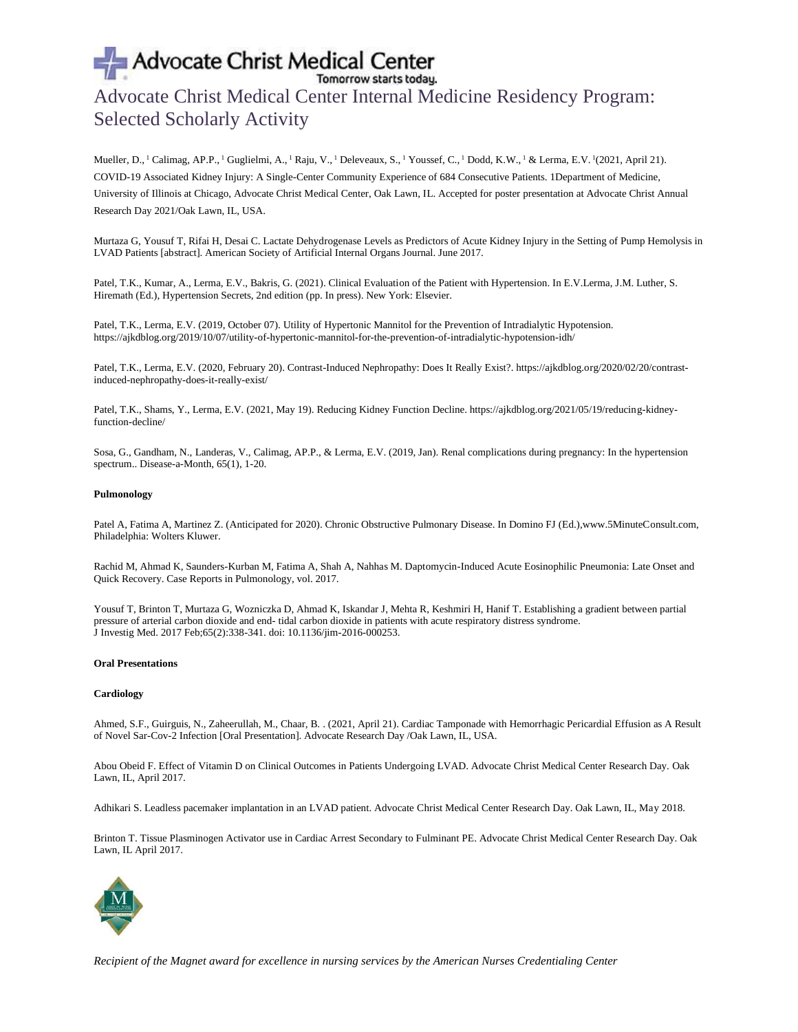Mueller, D.,[1] Calimag, AP.P.,[1] Guglielmi, A.,[1] Raju, V.,[1] Deleveaux, S.,[1] Youssef, C.,[1] Dodd, K.W.,[1] & Lerma, E.V.[1] (2021, April 21). COVID-19 Associated Kidney Injury: A Single-Center Community Experience of 684 Consecutive Patients. 1Department of Medicine, University of Illinois at Chicago, Advocate Christ Medical Center, Oak Lawn, IL. Accepted for poster presentation at Advocate Christ Annual Research Day 2021/Oak Lawn, IL, USA.

Murtaza G, Yousuf T, Rifai H, Desai C. Lactate Dehydrogenase Levels as Predictors of Acute Kidney Injury in the Setting of Pump Hemolysis in LVAD Patients [abstract]. American Society of Artificial Internal Organs Journal. June 2017.

Patel, T.K., Kumar, A., Lerma, E.V., Bakris, G. (2021). Clinical Evaluation of the Patient with Hypertension. In E.V.Lerma, J.M. Luther, S. Hiremath (Ed.), Hypertension Secrets, 2nd edition (pp. In press). New York: Elsevier.

Patel, T.K., Lerma, E.V. (2019, October 07). Utility of Hypertonic Mannitol for the Prevention of Intradialytic Hypotension. https://ajkdblog.org/2019/10/07/utility-of-hypertonic-mannitol-for-the-prevention-of-intradialytic-hypotension-idh/

Patel, T.K., Lerma, E.V. (2020, February 20). Contrast-Induced Nephropathy: Does It Really Exist?. https://ajkdblog.org/2020/02/20/contrast-induced-nephropathy-does-it-really-exist/

Patel, T.K., Shams, Y., Lerma, E.V. (2021, May 19). Reducing Kidney Function Decline. https://ajkdblog.org/2021/05/19/reducing-kidney-function-decline/

Sosa, G., Gandham, N., Landeras, V., Calimag, AP.P., & Lerma, E.V. (2019, Jan). Renal complications during pregnancy: In the hypertension spectrum.. Disease-a-Month, 65(1), 1-20.

**Pulmonology**

Patel A, Fatima A, Martinez Z. (Anticipated for 2020). Chronic Obstructive Pulmonary Disease. In Domino FJ (Ed.),www.5MinuteConsult.com, Philadelphia: Wolters Kluwer.

Rachid M, Ahmad K, Saunders-Kurban M, Fatima A, Shah A, Nahhas M. Daptomycin-Induced Acute Eosinophilic Pneumonia: Late Onset and Quick Recovery. Case Reports in Pulmonology, vol. 2017.

Yousuf T, Brinton T, Murtaza G, Wozniczka D, Ahmad K, Iskandar J, Mehta R, Keshmiri H, Hanif T. Establishing a gradient between partial pressure of arterial carbon dioxide and end- tidal carbon dioxide in patients with acute respiratory distress syndrome. J Investig Med. 2017 Feb;65(2):338-341. doi: 10.1136/jim-2016-000253.

**Oral Presentations**

**Cardiology**

Ahmed, S.F., Guirguis, N., Zaheerullah, M., Chaar, B. . (2021, April 21). Cardiac Tamponade with Hemorrhagic Pericardial Effusion as A Result of Novel Sar-Cov-2 Infection [Oral Presentation]. Advocate Research Day /Oak Lawn, IL, USA.

Abou Obeid F. Effect of Vitamin D on Clinical Outcomes in Patients Undergoing LVAD. Advocate Christ Medical Center Research Day. Oak Lawn, IL, April 2017.

Adhikari S. Leadless pacemaker implantation in an LVAD patient. Advocate Christ Medical Center Research Day. Oak Lawn, IL, May 2018.

Brinton T. Tissue Plasminogen Activator use in Cardiac Arrest Secondary to Fulminant PE. Advocate Christ Medical Center Research Day. Oak Lawn, IL April 2017.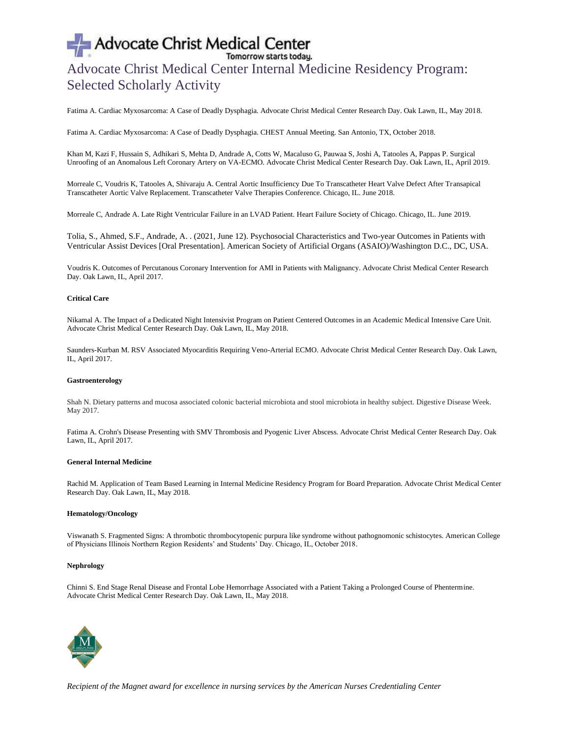# Advocate Christ Medical Center Internal Medicine Residency Program: Selected Scholarly Activity

Fatima A. Cardiac Myxosarcoma: A Case of Deadly Dysphagia. Advocate Christ Medical Center Research Day. Oak Lawn, IL, May 2018.

Fatima A. Cardiac Myxosarcoma: A Case of Deadly Dysphagia. CHEST Annual Meeting. San Antonio, TX, October 2018.

Khan M, Kazi F, Hussain S, Adhikari S, Mehta D, Andrade A, Cotts W, Macaluso G, Pauwaa S, Joshi A, Tatooles A, Pappas P. Surgical Unroofing of an Anomalous Left Coronary Artery on VA-ECMO. Advocate Christ Medical Center Research Day. Oak Lawn, IL, April 2019.

Morreale C, Voudris K, Tatooles A, Shivaraju A. Central Aortic Insufficiency Due To Transcatheter Heart Valve Defect After Transapical Transcatheter Aortic Valve Replacement. Transcatheter Valve Therapies Conference. Chicago, IL. June 2018.

Morreale C, Andrade A. Late Right Ventricular Failure in an LVAD Patient. Heart Failure Society of Chicago. Chicago, IL. June 2019.

Tolia, S., Ahmed, S.F., Andrade, A. . (2021, June 12). Psychosocial Characteristics and Two-year Outcomes in Patients with Ventricular Assist Devices [Oral Presentation]. American Society of Artificial Organs (ASAIO)/Washington D.C., DC, USA.

Voudris K. Outcomes of Percutanous Coronary Intervention for AMI in Patients with Malignancy. Advocate Christ Medical Center Research Day. Oak Lawn, IL, April 2017.

**Critical Care**

Nikamal A. The Impact of a Dedicated Night Intensivist Program on Patient Centered Outcomes in an Academic Medical Intensive Care Unit. Advocate Christ Medical Center Research Day. Oak Lawn, IL, May 2018.

Saunders-Kurban M. RSV Associated Myocarditis Requiring Veno-Arterial ECMO. Advocate Christ Medical Center Research Day. Oak Lawn, IL, April 2017.

**Gastroenterology**

Shah N. Dietary patterns and mucosa associated colonic bacterial microbiota and stool microbiota in healthy subject. Digestive Disease Week. May 2017.

Fatima A. Crohn's Disease Presenting with SMV Thrombosis and Pyogenic Liver Abscess. Advocate Christ Medical Center Research Day. Oak Lawn, IL, April 2017.

**General Internal Medicine**

Rachid M. Application of Team Based Learning in Internal Medicine Residency Program for Board Preparation. Advocate Christ Medical Center Research Day. Oak Lawn, IL, May 2018.

**Hematology/Oncology**

Viswanath S. Fragmented Signs: A thrombotic thrombocytopenic purpura like syndrome without pathognomonic schistocytes. American College of Physicians Illinois Northern Region Residents' and Students' Day. Chicago, IL, October 2018.

**Nephrology**

Chinni S. End Stage Renal Disease and Frontal Lobe Hemorrhage Associated with a Patient Taking a Prolonged Course of Phentermine. Advocate Christ Medical Center Research Day. Oak Lawn, IL, May 2018.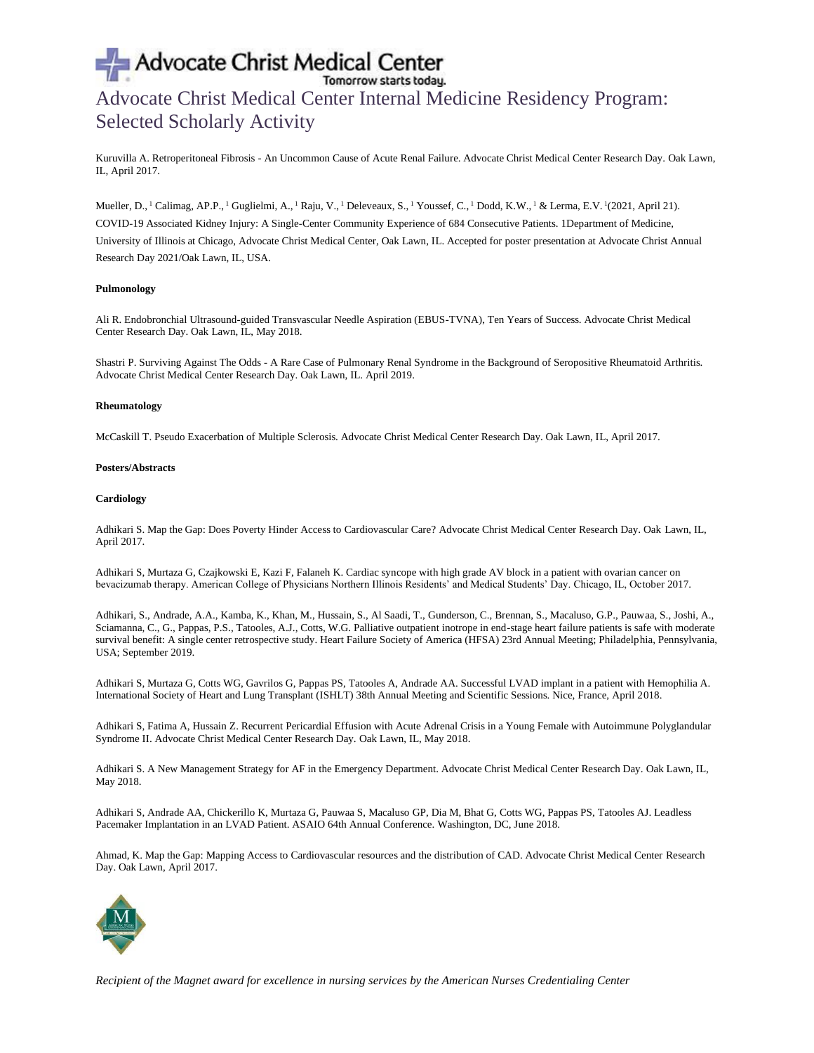Kuruvilla A. Retroperitoneal Fibrosis - An Uncommon Cause of Acute Renal Failure. Advocate Christ Medical Center Research Day. Oak Lawn, IL, April 2017.

Mueller, D.,[1] Calimag, AP.P.,[1] Guglielmi, A.,[1] Raju, V.,[1] Deleveaux, S.,[1] Youssef, C.,[1] Dodd, K.W.,[1] & Lerma, E.V.[1](2021, April 21). COVID-19 Associated Kidney Injury: A Single-Center Community Experience of 684 Consecutive Patients. 1Department of Medicine, University of Illinois at Chicago, Advocate Christ Medical Center, Oak Lawn, IL. Accepted for poster presentation at Advocate Christ Annual Research Day 2021/Oak Lawn, IL, USA.

**Pulmonology**

Ali R. Endobronchial Ultrasound-guided Transvascular Needle Aspiration (EBUS-TVNA), Ten Years of Success. Advocate Christ Medical Center Research Day. Oak Lawn, IL, May 2018.

Shastri P. Surviving Against The Odds - A Rare Case of Pulmonary Renal Syndrome in the Background of Seropositive Rheumatoid Arthritis. Advocate Christ Medical Center Research Day. Oak Lawn, IL. April 2019.

**Rheumatology**

McCaskill T. Pseudo Exacerbation of Multiple Sclerosis. Advocate Christ Medical Center Research Day. Oak Lawn, IL, April 2017.

**Posters/Abstracts**

**Cardiology**

Adhikari S. Map the Gap: Does Poverty Hinder Access to Cardiovascular Care? Advocate Christ Medical Center Research Day. Oak Lawn, IL, April 2017.

Adhikari S, Murtaza G, Czajkowski E, Kazi F, Falaneh K. Cardiac syncope with high grade AV block in a patient with ovarian cancer on bevacizumab therapy. American College of Physicians Northern Illinois Residents' and Medical Students' Day. Chicago, IL, October 2017.

Adhikari, S., Andrade, A.A., Kamba, K., Khan, M., Hussain, S., Al Saadi, T., Gunderson, C., Brennan, S., Macaluso, G.P., Pauwaa, S., Joshi, A., Sciamanna, C., G., Pappas, P.S., Tatooles, A.J., Cotts, W.G. Palliative outpatient inotrope in end-stage heart failure patients is safe with moderate survival benefit: A single center retrospective study. Heart Failure Society of America (HFSA) 23rd Annual Meeting; Philadelphia, Pennsylvania, USA; September 2019.

Adhikari S, Murtaza G, Cotts WG, Gavrilos G, Pappas PS, Tatooles A, Andrade AA. Successful LVAD implant in a patient with Hemophilia A. International Society of Heart and Lung Transplant (ISHLT) 38th Annual Meeting and Scientific Sessions. Nice, France, April 2018.

Adhikari S, Fatima A, Hussain Z. Recurrent Pericardial Effusion with Acute Adrenal Crisis in a Young Female with Autoimmune Polyglandular Syndrome II. Advocate Christ Medical Center Research Day. Oak Lawn, IL, May 2018.

Adhikari S. A New Management Strategy for AF in the Emergency Department. Advocate Christ Medical Center Research Day. Oak Lawn, IL, May 2018.

Adhikari S, Andrade AA, Chickerillo K, Murtaza G, Pauwaa S, Macaluso GP, Dia M, Bhat G, Cotts WG, Pappas PS, Tatooles AJ. Leadless Pacemaker Implantation in an LVAD Patient. ASAIO 64th Annual Conference. Washington, DC, June 2018.

Ahmad, K. Map the Gap: Mapping Access to Cardiovascular resources and the distribution of CAD. Advocate Christ Medical Center Research Day. Oak Lawn, April 2017.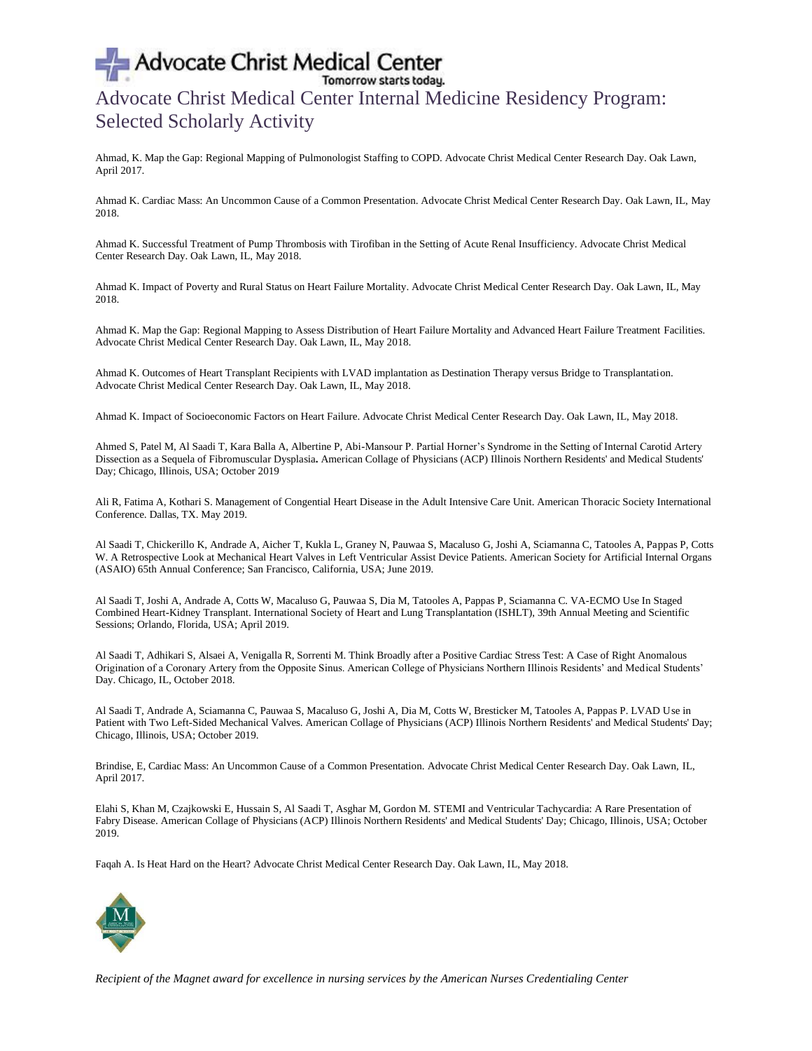# Advocate Christ Medical Center Internal Medicine Residency Program: Selected Scholarly Activity

Ahmad, K. Map the Gap: Regional Mapping of Pulmonologist Staffing to COPD. Advocate Christ Medical Center Research Day. Oak Lawn, April 2017.

Ahmad K. Cardiac Mass: An Uncommon Cause of a Common Presentation. Advocate Christ Medical Center Research Day. Oak Lawn, IL, May 2018.

Ahmad K. Successful Treatment of Pump Thrombosis with Tirofiban in the Setting of Acute Renal Insufficiency. Advocate Christ Medical Center Research Day. Oak Lawn, IL, May 2018.

Ahmad K. Impact of Poverty and Rural Status on Heart Failure Mortality. Advocate Christ Medical Center Research Day. Oak Lawn, IL, May 2018.

Ahmad K. Map the Gap: Regional Mapping to Assess Distribution of Heart Failure Mortality and Advanced Heart Failure Treatment Facilities. Advocate Christ Medical Center Research Day. Oak Lawn, IL, May 2018.

Ahmad K. Outcomes of Heart Transplant Recipients with LVAD implantation as Destination Therapy versus Bridge to Transplantation. Advocate Christ Medical Center Research Day. Oak Lawn, IL, May 2018.

Ahmad K. Impact of Socioeconomic Factors on Heart Failure. Advocate Christ Medical Center Research Day. Oak Lawn, IL, May 2018.

Ahmed S, Patel M, Al Saadi T, Kara Balla A, Albertine P, Abi-Mansour P. Partial Horner's Syndrome in the Setting of Internal Carotid Artery Dissection as a Sequela of Fibromuscular Dysplasia**.** American Collage of Physicians (ACP) Illinois Northern Residents' and Medical Students' Day; Chicago, Illinois, USA; October 2019

Ali R, Fatima A, Kothari S. Management of Congential Heart Disease in the Adult Intensive Care Unit. American Thoracic Society International Conference. Dallas, TX. May 2019.

Al Saadi T, Chickerillo K, Andrade A, Aicher T, Kukla L, Graney N, Pauwaa S, Macaluso G, Joshi A, Sciamanna C, Tatooles A, Pappas P, Cotts W. A Retrospective Look at Mechanical Heart Valves in Left Ventricular Assist Device Patients. American Society for Artificial Internal Organs (ASAIO) 65th Annual Conference; San Francisco, California, USA; June 2019.

Al Saadi T, Joshi A, Andrade A, Cotts W, Macaluso G, Pauwaa S, Dia M, Tatooles A, Pappas P, Sciamanna C. VA-ECMO Use In Staged Combined Heart-Kidney Transplant. International Society of Heart and Lung Transplantation (ISHLT), 39th Annual Meeting and Scientific Sessions; Orlando, Florida, USA; April 2019.

Al Saadi T, Adhikari S, Alsaei A, Venigalla R, Sorrenti M. Think Broadly after a Positive Cardiac Stress Test: A Case of Right Anomalous Origination of a Coronary Artery from the Opposite Sinus. American College of Physicians Northern Illinois Residents' and Medical Students' Day. Chicago, IL, October 2018.

Al Saadi T, Andrade A, Sciamanna C, Pauwaa S, Macaluso G, Joshi A, Dia M, Cotts W, Bresticker M, Tatooles A, Pappas P. LVAD Use in Patient with Two Left-Sided Mechanical Valves. American Collage of Physicians (ACP) Illinois Northern Residents' and Medical Students' Day; Chicago, Illinois, USA; October 2019.

Brindise, E, Cardiac Mass: An Uncommon Cause of a Common Presentation. Advocate Christ Medical Center Research Day. Oak Lawn, IL, April 2017.

Elahi S, Khan M, Czajkowski E, Hussain S, Al Saadi T, Asghar M, Gordon M. STEMI and Ventricular Tachycardia: A Rare Presentation of Fabry Disease. American Collage of Physicians (ACP) Illinois Northern Residents' and Medical Students' Day; Chicago, Illinois, USA; October 2019.

Faqah A. Is Heat Hard on the Heart? Advocate Christ Medical Center Research Day. Oak Lawn, IL, May 2018.

*Recipient of the Magnet award for excellence in nursing services by the American Nurses Credentialing Center*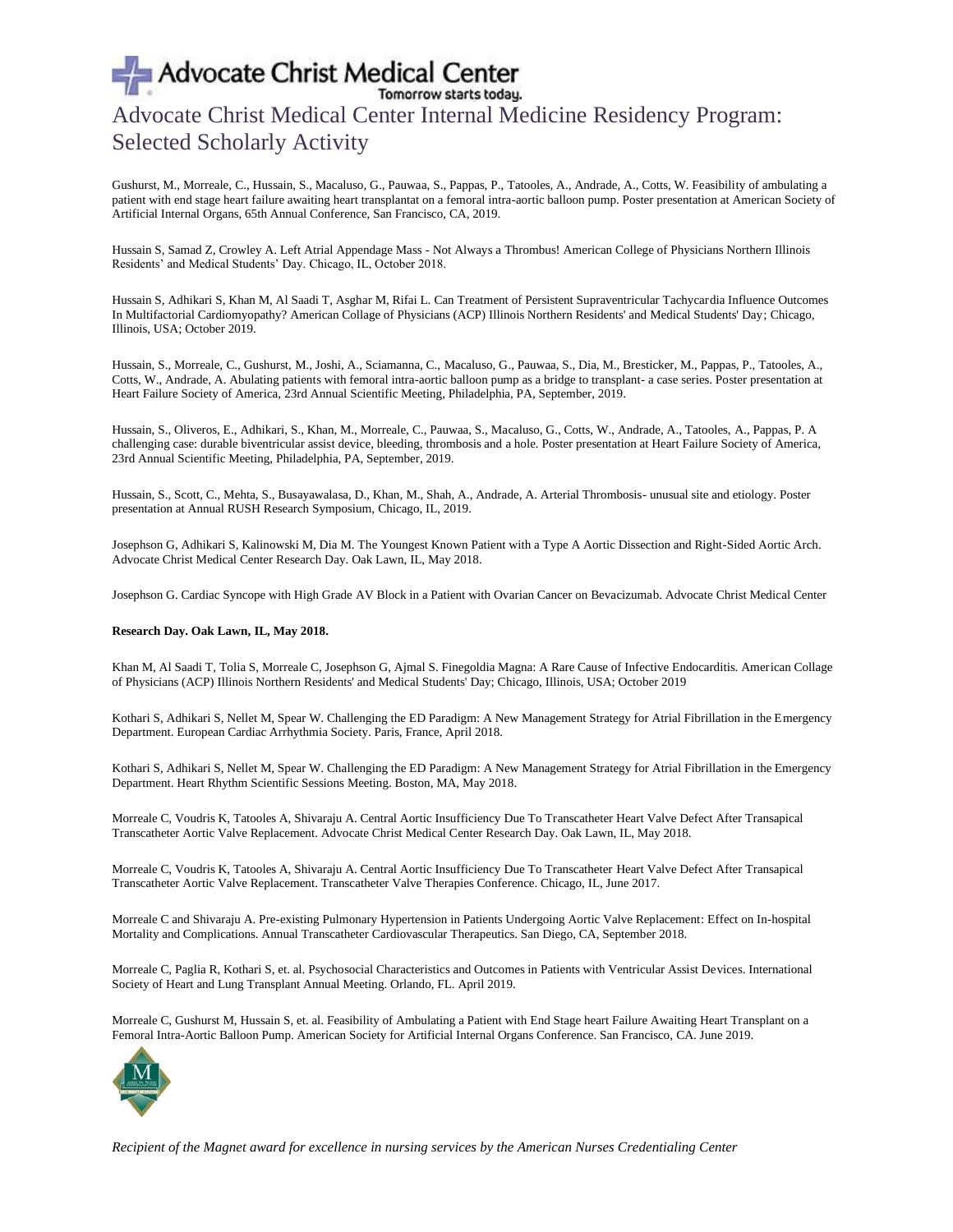# Advocate Christ Medical Center Internal Medicine Residency Program: Selected Scholarly Activity

Gushurst, M., Morreale, C., Hussain, S., Macaluso, G., Pauwaa, S., Pappas, P., Tatooles, A., Andrade, A., Cotts, W. Feasibility of ambulating a patient with end stage heart failure awaiting heart transplantat on a femoral intra-aortic balloon pump. Poster presentation at American Society of Artificial Internal Organs, 65th Annual Conference, San Francisco, CA, 2019.

Hussain S, Samad Z, Crowley A. Left Atrial Appendage Mass - Not Always a Thrombus! American College of Physicians Northern Illinois Residents' and Medical Students' Day. Chicago, IL, October 2018.

Hussain S, Adhikari S, Khan M, Al Saadi T, Asghar M, Rifai L. Can Treatment of Persistent Supraventricular Tachycardia Influence Outcomes In Multifactorial Cardiomyopathy? American Collage of Physicians (ACP) Illinois Northern Residents' and Medical Students' Day; Chicago, Illinois, USA; October 2019.

Hussain, S., Morreale, C., Gushurst, M., Joshi, A., Sciamanna, C., Macaluso, G., Pauwaa, S., Dia, M., Bresticker, M., Pappas, P., Tatooles, A., Cotts, W., Andrade, A. Abulating patients with femoral intra-aortic balloon pump as a bridge to transplant- a case series. Poster presentation at Heart Failure Society of America, 23rd Annual Scientific Meeting, Philadelphia, PA, September, 2019.

Hussain, S., Oliveros, E., Adhikari, S., Khan, M., Morreale, C., Pauwaa, S., Macaluso, G., Cotts, W., Andrade, A., Tatooles, A., Pappas, P. A challenging case: durable biventricular assist device, bleeding, thrombosis and a hole. Poster presentation at Heart Failure Society of America, 23rd Annual Scientific Meeting, Philadelphia, PA, September, 2019.

Hussain, S., Scott, C., Mehta, S., Busayawalasa, D., Khan, M., Shah, A., Andrade, A. Arterial Thrombosis- unusual site and etiology. Poster presentation at Annual RUSH Research Symposium, Chicago, IL, 2019.

Josephson G, Adhikari S, Kalinowski M, Dia M. The Youngest Known Patient with a Type A Aortic Dissection and Right-Sided Aortic Arch. Advocate Christ Medical Center Research Day. Oak Lawn, IL, May 2018.

Josephson G. Cardiac Syncope with High Grade AV Block in a Patient with Ovarian Cancer on Bevacizumab. Advocate Christ Medical Center

**Research Day. Oak Lawn, IL, May 2018.**

Khan M, Al Saadi T, Tolia S, Morreale C, Josephson G, Ajmal S. Finegoldia Magna: A Rare Cause of Infective Endocarditis. American Collage of Physicians (ACP) Illinois Northern Residents' and Medical Students' Day; Chicago, Illinois, USA; October 2019

Kothari S, Adhikari S, Nellet M, Spear W. Challenging the ED Paradigm: A New Management Strategy for Atrial Fibrillation in the Emergency Department. European Cardiac Arrhythmia Society. Paris, France, April 2018.

Kothari S, Adhikari S, Nellet M, Spear W. Challenging the ED Paradigm: A New Management Strategy for Atrial Fibrillation in the Emergency Department. Heart Rhythm Scientific Sessions Meeting. Boston, MA, May 2018.

Morreale C, Voudris K, Tatooles A, Shivaraju A. Central Aortic Insufficiency Due To Transcatheter Heart Valve Defect After Transapical Transcatheter Aortic Valve Replacement. Advocate Christ Medical Center Research Day. Oak Lawn, IL, May 2018.

Morreale C, Voudris K, Tatooles A, Shivaraju A. Central Aortic Insufficiency Due To Transcatheter Heart Valve Defect After Transapical Transcatheter Aortic Valve Replacement. Transcatheter Valve Therapies Conference. Chicago, IL, June 2017.

Morreale C and Shivaraju A. Pre-existing Pulmonary Hypertension in Patients Undergoing Aortic Valve Replacement: Effect on In-hospital Mortality and Complications. Annual Transcatheter Cardiovascular Therapeutics. San Diego, CA, September 2018.

Morreale C, Paglia R, Kothari S, et. al. Psychosocial Characteristics and Outcomes in Patients with Ventricular Assist Devices. International Society of Heart and Lung Transplant Annual Meeting. Orlando, FL. April 2019.

Morreale C, Gushurst M, Hussain S, et. al. Feasibility of Ambulating a Patient with End Stage heart Failure Awaiting Heart Transplant on a Femoral Intra-Aortic Balloon Pump. American Society for Artificial Internal Organs Conference. San Francisco, CA. June 2019.

*Recipient of the Magnet award for excellence in nursing services by the American Nurses Credentialing Center*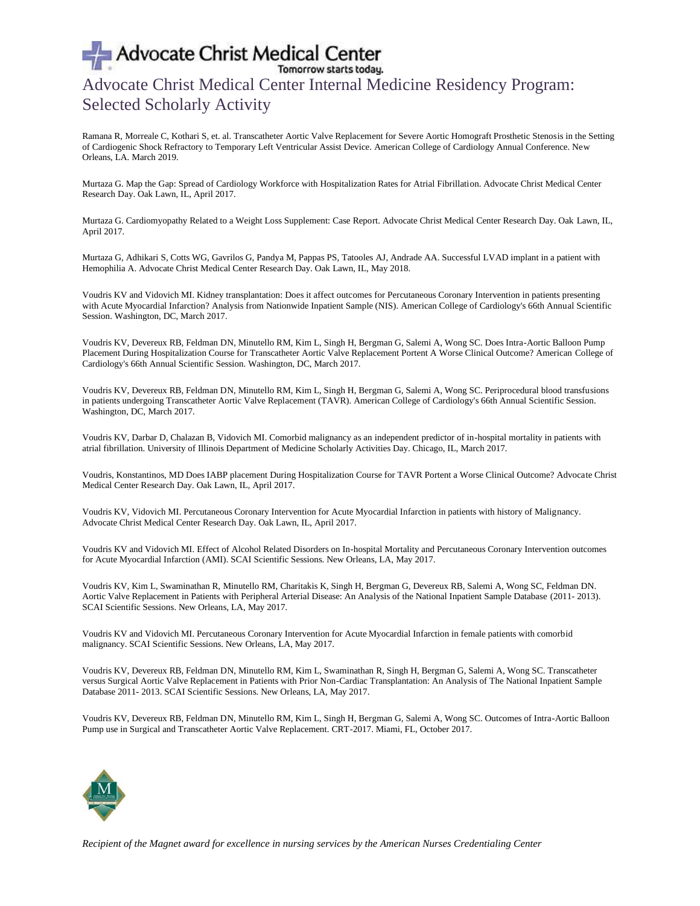# Advocate Christ Medical Center Internal Medicine Residency Program: Selected Scholarly Activity

Ramana R, Morreale C, Kothari S, et. al. Transcatheter Aortic Valve Replacement for Severe Aortic Homograft Prosthetic Stenosis in the Setting of Cardiogenic Shock Refractory to Temporary Left Ventricular Assist Device. American College of Cardiology Annual Conference. New Orleans, LA. March 2019.

Murtaza G. Map the Gap: Spread of Cardiology Workforce with Hospitalization Rates for Atrial Fibrillation. Advocate Christ Medical Center Research Day. Oak Lawn, IL, April 2017.

Murtaza G. Cardiomyopathy Related to a Weight Loss Supplement: Case Report. Advocate Christ Medical Center Research Day. Oak Lawn, IL, April 2017.

Murtaza G, Adhikari S, Cotts WG, Gavrilos G, Pandya M, Pappas PS, Tatooles AJ, Andrade AA. Successful LVAD implant in a patient with Hemophilia A. Advocate Christ Medical Center Research Day. Oak Lawn, IL, May 2018.

Voudris KV and Vidovich MI. Kidney transplantation: Does it affect outcomes for Percutaneous Coronary Intervention in patients presenting with Acute Myocardial Infarction? Analysis from Nationwide Inpatient Sample (NIS). American College of Cardiology's 66th Annual Scientific Session. Washington, DC, March 2017.

Voudris KV, Devereux RB, Feldman DN, Minutello RM, Kim L, Singh H, Bergman G, Salemi A, Wong SC. Does Intra-Aortic Balloon Pump Placement During Hospitalization Course for Transcatheter Aortic Valve Replacement Portent A Worse Clinical Outcome? American College of Cardiology's 66th Annual Scientific Session. Washington, DC, March 2017.

Voudris KV, Devereux RB, Feldman DN, Minutello RM, Kim L, Singh H, Bergman G, Salemi A, Wong SC. Periprocedural blood transfusions in patients undergoing Transcatheter Aortic Valve Replacement (TAVR). American College of Cardiology's 66th Annual Scientific Session. Washington, DC, March 2017.

Voudris KV, Darbar D, Chalazan B, Vidovich MI. Comorbid malignancy as an independent predictor of in-hospital mortality in patients with atrial fibrillation. University of Illinois Department of Medicine Scholarly Activities Day. Chicago, IL, March 2017.

Voudris, Konstantinos, MD Does IABP placement During Hospitalization Course for TAVR Portent a Worse Clinical Outcome? Advocate Christ Medical Center Research Day. Oak Lawn, IL, April 2017.

Voudris KV, Vidovich MI. Percutaneous Coronary Intervention for Acute Myocardial Infarction in patients with history of Malignancy. Advocate Christ Medical Center Research Day. Oak Lawn, IL, April 2017.

Voudris KV and Vidovich MI. Effect of Alcohol Related Disorders on In-hospital Mortality and Percutaneous Coronary Intervention outcomes for Acute Myocardial Infarction (AMI). SCAI Scientific Sessions. New Orleans, LA, May 2017.

Voudris KV, Kim L, Swaminathan R, Minutello RM, Charitakis K, Singh H, Bergman G, Devereux RB, Salemi A, Wong SC, Feldman DN. Aortic Valve Replacement in Patients with Peripheral Arterial Disease: An Analysis of the National Inpatient Sample Database (2011- 2013). SCAI Scientific Sessions. New Orleans, LA, May 2017.

Voudris KV and Vidovich MI. Percutaneous Coronary Intervention for Acute Myocardial Infarction in female patients with comorbid malignancy. SCAI Scientific Sessions. New Orleans, LA, May 2017.

Voudris KV, Devereux RB, Feldman DN, Minutello RM, Kim L, Swaminathan R, Singh H, Bergman G, Salemi A, Wong SC. Transcatheter versus Surgical Aortic Valve Replacement in Patients with Prior Non-Cardiac Transplantation: An Analysis of The National Inpatient Sample Database 2011- 2013. SCAI Scientific Sessions. New Orleans, LA, May 2017.

Voudris KV, Devereux RB, Feldman DN, Minutello RM, Kim L, Singh H, Bergman G, Salemi A, Wong SC. Outcomes of Intra-Aortic Balloon Pump use in Surgical and Transcatheter Aortic Valve Replacement. CRT-2017. Miami, FL, October 2017.

*Recipient of the Magnet award for excellence in nursing services by the American Nurses Credentialing Center*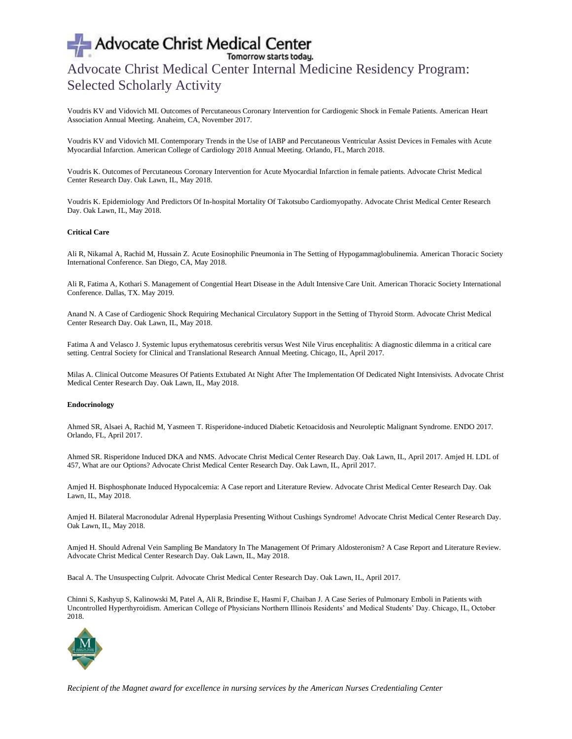Voudris KV and Vidovich MI. Outcomes of Percutaneous Coronary Intervention for Cardiogenic Shock in Female Patients. American Heart Association Annual Meeting. Anaheim, CA, November 2017.

Voudris KV and Vidovich MI. Contemporary Trends in the Use of IABP and Percutaneous Ventricular Assist Devices in Females with Acute Myocardial Infarction. American College of Cardiology 2018 Annual Meeting. Orlando, FL, March 2018.

Voudris K. Outcomes of Percutaneous Coronary Intervention for Acute Myocardial Infarction in female patients. Advocate Christ Medical Center Research Day. Oak Lawn, IL, May 2018.

Voudris K. Epidemiology And Predictors Of In-hospital Mortality Of Takotsubo Cardiomyopathy. Advocate Christ Medical Center Research Day. Oak Lawn, IL, May 2018.

**Critical Care**

Ali R, Nikamal A, Rachid M, Hussain Z. Acute Eosinophilic Pneumonia in The Setting of Hypogammaglobulinemia. American Thoracic Society International Conference. San Diego, CA, May 2018.

Ali R, Fatima A, Kothari S. Management of Congential Heart Disease in the Adult Intensive Care Unit. American Thoracic Society International Conference. Dallas, TX. May 2019.

Anand N. A Case of Cardiogenic Shock Requiring Mechanical Circulatory Support in the Setting of Thyroid Storm. Advocate Christ Medical Center Research Day. Oak Lawn, IL, May 2018.

Fatima A and Velasco J. Systemic lupus erythematosus cerebritis versus West Nile Virus encephalitis: A diagnostic dilemma in a critical care setting. Central Society for Clinical and Translational Research Annual Meeting. Chicago, IL, April 2017.

Milas A. Clinical Outcome Measures Of Patients Extubated At Night After The Implementation Of Dedicated Night Intensivists. Advocate Christ Medical Center Research Day. Oak Lawn, IL, May 2018.

**Endocrinology**

Ahmed SR, Alsaei A, Rachid M, Yasmeen T. Risperidone-induced Diabetic Ketoacidosis and Neuroleptic Malignant Syndrome. ENDO 2017. Orlando, FL, April 2017.

Ahmed SR. Risperidone Induced DKA and NMS. Advocate Christ Medical Center Research Day. Oak Lawn, IL, April 2017. Amjed H. LDL of 457, What are our Options? Advocate Christ Medical Center Research Day. Oak Lawn, IL, April 2017.

Amjed H. Bisphosphonate Induced Hypocalcemia: A Case report and Literature Review. Advocate Christ Medical Center Research Day. Oak Lawn, IL, May 2018.

Amjed H. Bilateral Macronodular Adrenal Hyperplasia Presenting Without Cushings Syndrome! Advocate Christ Medical Center Research Day. Oak Lawn, IL, May 2018.

Amjed H. Should Adrenal Vein Sampling Be Mandatory In The Management Of Primary Aldosteronism? A Case Report and Literature Review. Advocate Christ Medical Center Research Day. Oak Lawn, IL, May 2018.

Bacal A. The Unsuspecting Culprit. Advocate Christ Medical Center Research Day. Oak Lawn, IL, April 2017.

Chinni S, Kashyup S, Kalinowski M, Patel A, Ali R, Brindise E, Hasmi F, Chaiban J. A Case Series of Pulmonary Emboli in Patients with Uncontrolled Hyperthyroidism. American College of Physicians Northern Illinois Residents' and Medical Students' Day. Chicago, IL, October 2018.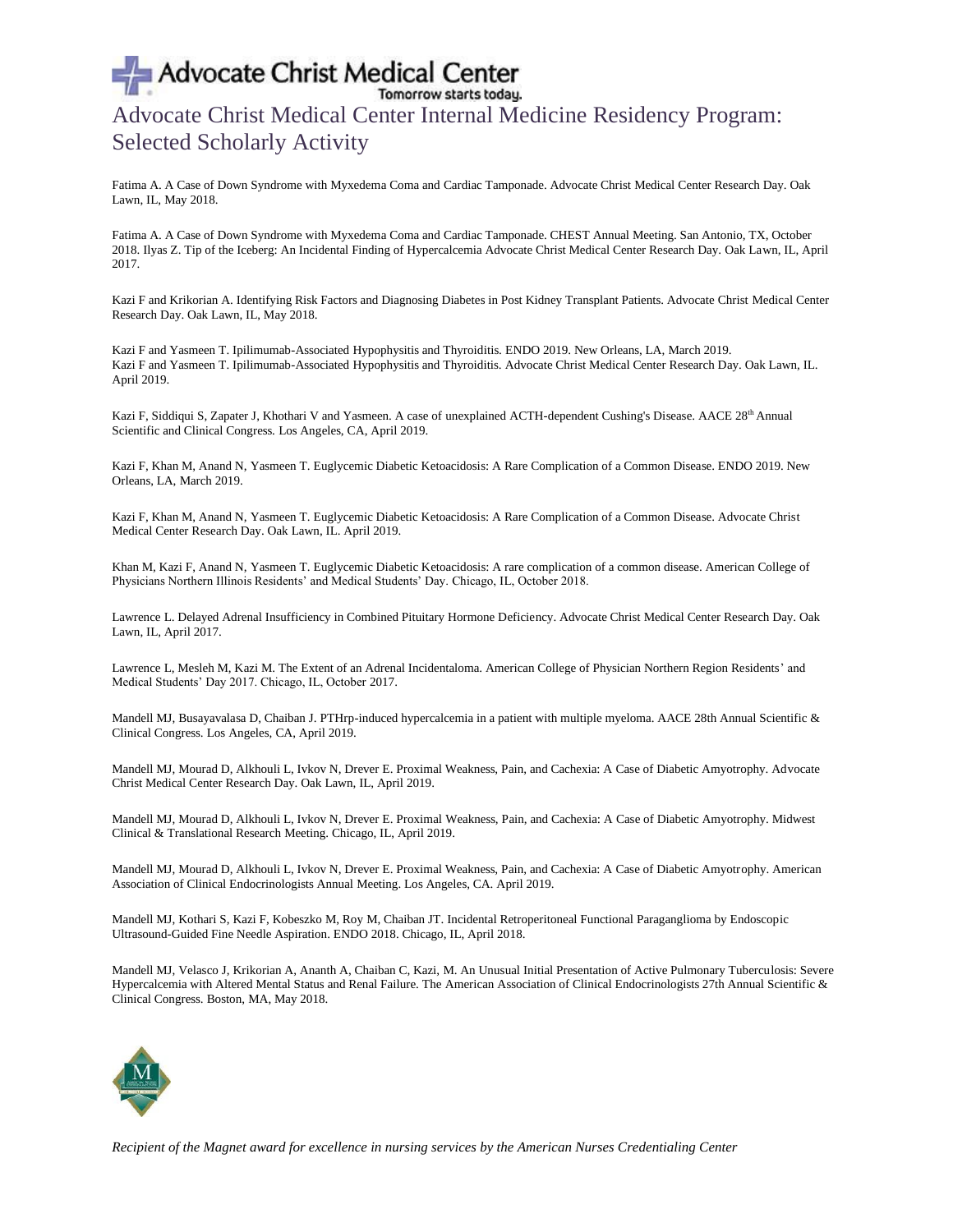# Advocate Christ Medical Center Internal Medicine Residency Program: Selected Scholarly Activity

Fatima A. A Case of Down Syndrome with Myxedema Coma and Cardiac Tamponade. Advocate Christ Medical Center Research Day. Oak Lawn, IL, May 2018.

Fatima A. A Case of Down Syndrome with Myxedema Coma and Cardiac Tamponade. CHEST Annual Meeting. San Antonio, TX, October 2018. Ilyas Z. Tip of the Iceberg: An Incidental Finding of Hypercalcemia Advocate Christ Medical Center Research Day. Oak Lawn, IL, April 2017.

Kazi F and Krikorian A. Identifying Risk Factors and Diagnosing Diabetes in Post Kidney Transplant Patients. Advocate Christ Medical Center Research Day. Oak Lawn, IL, May 2018.

Kazi F and Yasmeen T. Ipilimumab-Associated Hypophysitis and Thyroiditis. ENDO 2019. New Orleans, LA, March 2019.
Kazi F and Yasmeen T. Ipilimumab-Associated Hypophysitis and Thyroiditis. Advocate Christ Medical Center Research Day. Oak Lawn, IL. April 2019.

Kazi F, Siddiqui S, Zapater J, Khothari V and Yasmeen. A case of unexplained ACTH-dependent Cushing's Disease. AACE 28th Annual Scientific and Clinical Congress. Los Angeles, CA, April 2019.

Kazi F, Khan M, Anand N, Yasmeen T. Euglycemic Diabetic Ketoacidosis: A Rare Complication of a Common Disease. ENDO 2019. New Orleans, LA, March 2019.

Kazi F, Khan M, Anand N, Yasmeen T. Euglycemic Diabetic Ketoacidosis: A Rare Complication of a Common Disease. Advocate Christ Medical Center Research Day. Oak Lawn, IL. April 2019.

Khan M, Kazi F, Anand N, Yasmeen T. Euglycemic Diabetic Ketoacidosis: A rare complication of a common disease. American College of Physicians Northern Illinois Residents' and Medical Students' Day. Chicago, IL, October 2018.

Lawrence L. Delayed Adrenal Insufficiency in Combined Pituitary Hormone Deficiency. Advocate Christ Medical Center Research Day. Oak Lawn, IL, April 2017.

Lawrence L, Mesleh M, Kazi M. The Extent of an Adrenal Incidentaloma. American College of Physician Northern Region Residents' and Medical Students' Day 2017. Chicago, IL, October 2017.

Mandell MJ, Busayavalasa D, Chaiban J. PTHrp-induced hypercalcemia in a patient with multiple myeloma. AACE 28th Annual Scientific & Clinical Congress. Los Angeles, CA, April 2019.

Mandell MJ, Mourad D, Alkhouli L, Ivkov N, Drever E. Proximal Weakness, Pain, and Cachexia: A Case of Diabetic Amyotrophy. Advocate Christ Medical Center Research Day. Oak Lawn, IL, April 2019.

Mandell MJ, Mourad D, Alkhouli L, Ivkov N, Drever E. Proximal Weakness, Pain, and Cachexia: A Case of Diabetic Amyotrophy. Midwest Clinical & Translational Research Meeting. Chicago, IL, April 2019.

Mandell MJ, Mourad D, Alkhouli L, Ivkov N, Drever E. Proximal Weakness, Pain, and Cachexia: A Case of Diabetic Amyotrophy. American Association of Clinical Endocrinologists Annual Meeting. Los Angeles, CA. April 2019.

Mandell MJ, Kothari S, Kazi F, Kobeszko M, Roy M, Chaiban JT. Incidental Retroperitoneal Functional Paraganglioma by Endoscopic Ultrasound-Guided Fine Needle Aspiration. ENDO 2018. Chicago, IL, April 2018.

Mandell MJ, Velasco J, Krikorian A, Ananth A, Chaiban C, Kazi, M. An Unusual Initial Presentation of Active Pulmonary Tuberculosis: Severe Hypercalcemia with Altered Mental Status and Renal Failure. The American Association of Clinical Endocrinologists 27th Annual Scientific & Clinical Congress. Boston, MA, May 2018.

*Recipient of the Magnet award for excellence in nursing services by the American Nurses Credentialing Center*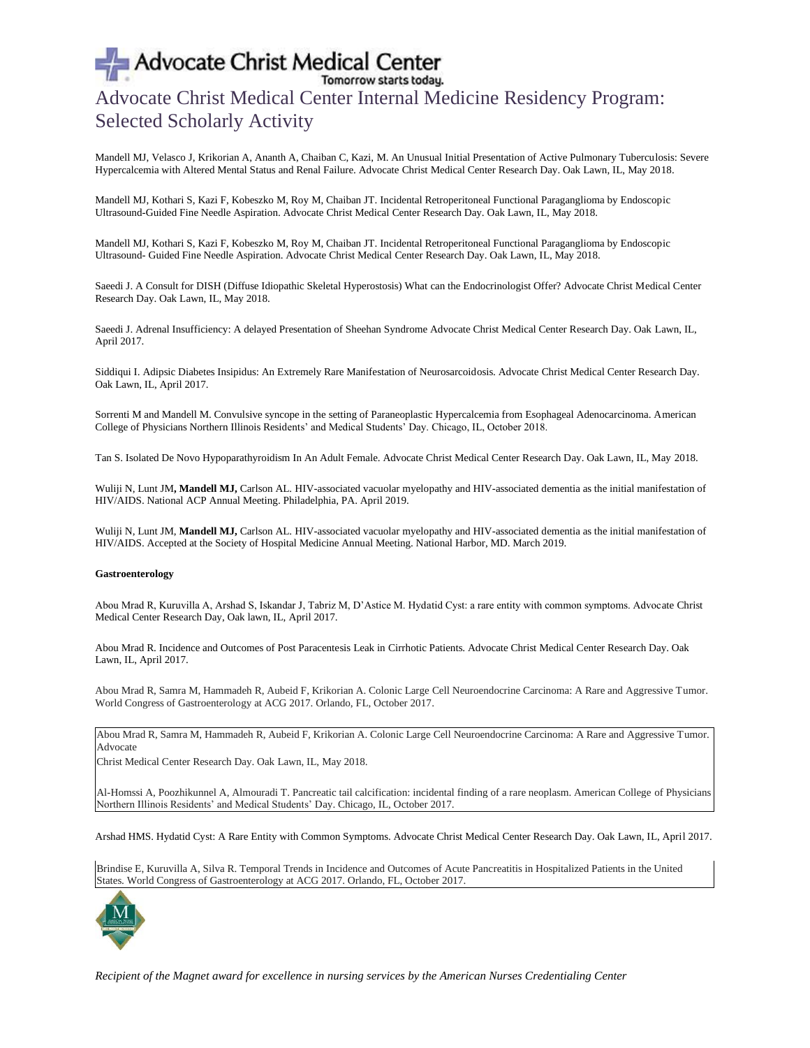# Advocate Christ Medical Center Internal Medicine Residency Program: Selected Scholarly Activity

Mandell MJ, Velasco J, Krikorian A, Ananth A, Chaiban C, Kazi, M. An Unusual Initial Presentation of Active Pulmonary Tuberculosis: Severe Hypercalcemia with Altered Mental Status and Renal Failure. Advocate Christ Medical Center Research Day. Oak Lawn, IL, May 2018.

Mandell MJ, Kothari S, Kazi F, Kobeszko M, Roy M, Chaiban JT. Incidental Retroperitoneal Functional Paraganglioma by Endoscopic Ultrasound-Guided Fine Needle Aspiration. Advocate Christ Medical Center Research Day. Oak Lawn, IL, May 2018.

Mandell MJ, Kothari S, Kazi F, Kobeszko M, Roy M, Chaiban JT. Incidental Retroperitoneal Functional Paraganglioma by Endoscopic Ultrasound- Guided Fine Needle Aspiration. Advocate Christ Medical Center Research Day. Oak Lawn, IL, May 2018.

Saeedi J. A Consult for DISH (Diffuse Idiopathic Skeletal Hyperostosis) What can the Endocrinologist Offer? Advocate Christ Medical Center Research Day. Oak Lawn, IL, May 2018.

Saeedi J. Adrenal Insufficiency: A delayed Presentation of Sheehan Syndrome Advocate Christ Medical Center Research Day. Oak Lawn, IL, April 2017.

Siddiqui I. Adipsic Diabetes Insipidus: An Extremely Rare Manifestation of Neurosarcoidosis. Advocate Christ Medical Center Research Day. Oak Lawn, IL, April 2017.

Sorrenti M and Mandell M. Convulsive syncope in the setting of Paraneoplastic Hypercalcemia from Esophageal Adenocarcinoma. American College of Physicians Northern Illinois Residents' and Medical Students' Day. Chicago, IL, October 2018.

Tan S. Isolated De Novo Hypoparathyroidism In An Adult Female. Advocate Christ Medical Center Research Day. Oak Lawn, IL, May 2018.

Wuliji N, Lunt JM**, Mandell MJ,** Carlson AL. HIV-associated vacuolar myelopathy and HIV-associated dementia as the initial manifestation of HIV/AIDS. National ACP Annual Meeting. Philadelphia, PA. April 2019.

Wuliji N, Lunt JM, **Mandell MJ,** Carlson AL. HIV-associated vacuolar myelopathy and HIV-associated dementia as the initial manifestation of HIV/AIDS. Accepted at the Society of Hospital Medicine Annual Meeting. National Harbor, MD. March 2019.

**Gastroenterology**

Abou Mrad R, Kuruvilla A, Arshad S, Iskandar J, Tabriz M, D'Astice M. Hydatid Cyst: a rare entity with common symptoms. Advocate Christ Medical Center Research Day, Oak lawn, IL, April 2017.

Abou Mrad R. Incidence and Outcomes of Post Paracentesis Leak in Cirrhotic Patients. Advocate Christ Medical Center Research Day. Oak Lawn, IL, April 2017.

Abou Mrad R, Samra M, Hammadeh R, Aubeid F, Krikorian A. Colonic Large Cell Neuroendocrine Carcinoma: A Rare and Aggressive Tumor. World Congress of Gastroenterology at ACG 2017. Orlando, FL, October 2017.

Abou Mrad R, Samra M, Hammadeh R, Aubeid F, Krikorian A. Colonic Large Cell Neuroendocrine Carcinoma: A Rare and Aggressive Tumor. Advocate Christ Medical Center Research Day. Oak Lawn, IL, May 2018.

Al-Homssi A, Poozhikunnel A, Almouradi T. Pancreatic tail calcification: incidental finding of a rare neoplasm. American College of Physicians Northern Illinois Residents' and Medical Students' Day. Chicago, IL, October 2017.

Arshad HMS. Hydatid Cyst: A Rare Entity with Common Symptoms. Advocate Christ Medical Center Research Day. Oak Lawn, IL, April 2017.

Brindise E, Kuruvilla A, Silva R. Temporal Trends in Incidence and Outcomes of Acute Pancreatitis in Hospitalized Patients in the United States. World Congress of Gastroenterology at ACG 2017. Orlando, FL, October 2017.

*Recipient of the Magnet award for excellence in nursing services by the American Nurses Credentialing Center*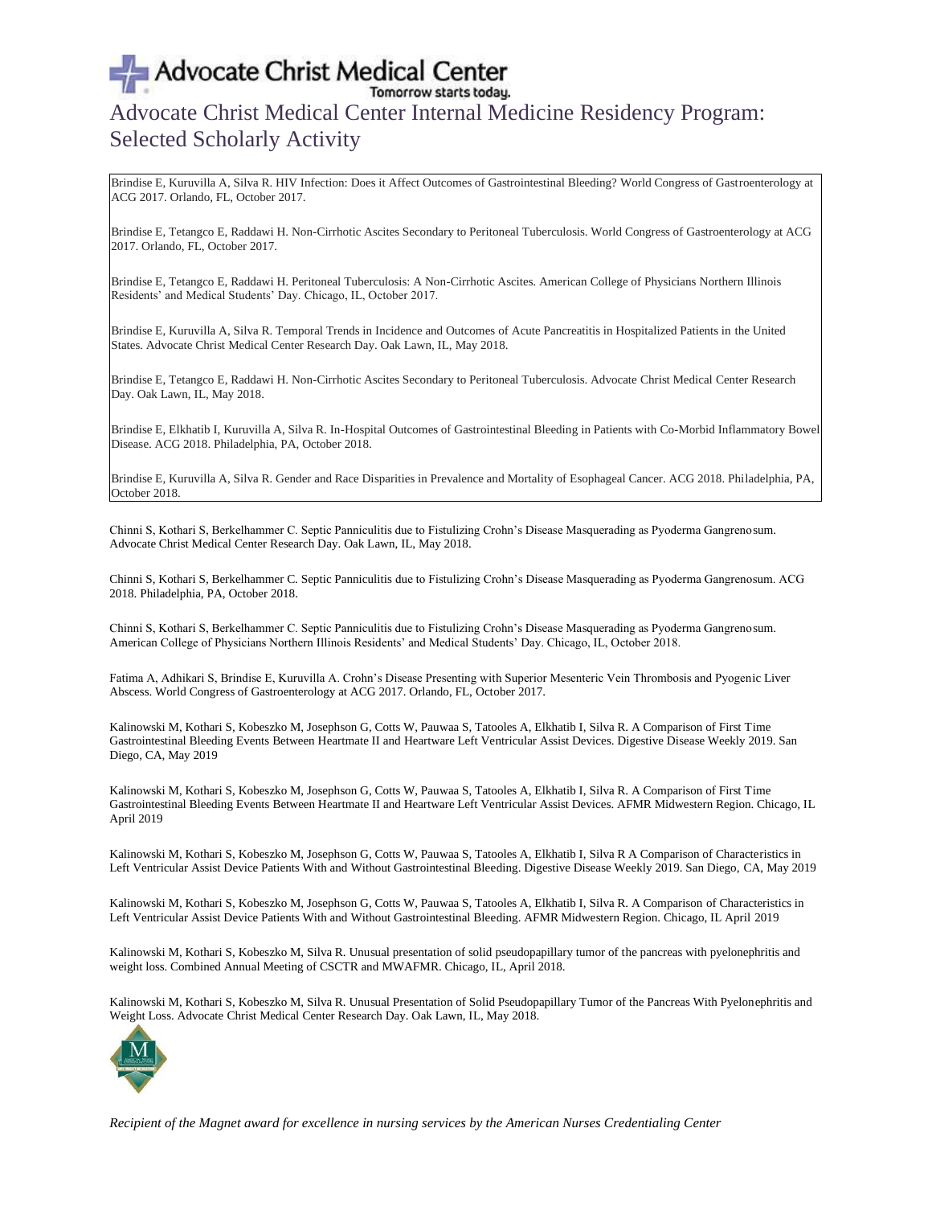# Advocate Christ Medical Center Internal Medicine Residency Program: Selected Scholarly Activity

Brindise E, Kuruvilla A, Silva R. HIV Infection: Does it Affect Outcomes of Gastrointestinal Bleeding? World Congress of Gastroenterology at ACG 2017. Orlando, FL, October 2017.

Brindise E, Tetangco E, Raddawi H. Non-Cirrhotic Ascites Secondary to Peritoneal Tuberculosis. World Congress of Gastroenterology at ACG 2017. Orlando, FL, October 2017.

Brindise E, Tetangco E, Raddawi H. Peritoneal Tuberculosis: A Non-Cirrhotic Ascites. American College of Physicians Northern Illinois Residents' and Medical Students' Day. Chicago, IL, October 2017.

Brindise E, Kuruvilla A, Silva R. Temporal Trends in Incidence and Outcomes of Acute Pancreatitis in Hospitalized Patients in the United States. Advocate Christ Medical Center Research Day. Oak Lawn, IL, May 2018.

Brindise E, Tetangco E, Raddawi H. Non-Cirrhotic Ascites Secondary to Peritoneal Tuberculosis. Advocate Christ Medical Center Research Day. Oak Lawn, IL, May 2018.

Brindise E, Elkhatib I, Kuruvilla A, Silva R. In-Hospital Outcomes of Gastrointestinal Bleeding in Patients with Co-Morbid Inflammatory Bowel Disease. ACG 2018. Philadelphia, PA, October 2018.

Brindise E, Kuruvilla A, Silva R. Gender and Race Disparities in Prevalence and Mortality of Esophageal Cancer. ACG 2018. Philadelphia, PA, October 2018.

Chinni S, Kothari S, Berkelhammer C. Septic Panniculitis due to Fistulizing Crohn's Disease Masquerading as Pyoderma Gangrenosum. Advocate Christ Medical Center Research Day. Oak Lawn, IL, May 2018.

Chinni S, Kothari S, Berkelhammer C. Septic Panniculitis due to Fistulizing Crohn's Disease Masquerading as Pyoderma Gangrenosum. ACG 2018. Philadelphia, PA, October 2018.

Chinni S, Kothari S, Berkelhammer C. Septic Panniculitis due to Fistulizing Crohn's Disease Masquerading as Pyoderma Gangrenosum. American College of Physicians Northern Illinois Residents' and Medical Students' Day. Chicago, IL, October 2018.

Fatima A, Adhikari S, Brindise E, Kuruvilla A. Crohn's Disease Presenting with Superior Mesenteric Vein Thrombosis and Pyogenic Liver Abscess. World Congress of Gastroenterology at ACG 2017. Orlando, FL, October 2017.

Kalinowski M, Kothari S, Kobeszko M, Josephson G, Cotts W, Pauwaa S, Tatooles A, Elkhatib I, Silva R. A Comparison of First Time Gastrointestinal Bleeding Events Between Heartmate II and Heartware Left Ventricular Assist Devices. Digestive Disease Weekly 2019. San Diego, CA, May 2019

Kalinowski M, Kothari S, Kobeszko M, Josephson G, Cotts W, Pauwaa S, Tatooles A, Elkhatib I, Silva R. A Comparison of First Time Gastrointestinal Bleeding Events Between Heartmate II and Heartware Left Ventricular Assist Devices. AFMR Midwestern Region. Chicago, IL April 2019

Kalinowski M, Kothari S, Kobeszko M, Josephson G, Cotts W, Pauwaa S, Tatooles A, Elkhatib I, Silva R A Comparison of Characteristics in Left Ventricular Assist Device Patients With and Without Gastrointestinal Bleeding. Digestive Disease Weekly 2019. San Diego, CA, May 2019

Kalinowski M, Kothari S, Kobeszko M, Josephson G, Cotts W, Pauwaa S, Tatooles A, Elkhatib I, Silva R. A Comparison of Characteristics in Left Ventricular Assist Device Patients With and Without Gastrointestinal Bleeding. AFMR Midwestern Region. Chicago, IL April 2019

Kalinowski M, Kothari S, Kobeszko M, Silva R. Unusual presentation of solid pseudopapillary tumor of the pancreas with pyelonephritis and weight loss. Combined Annual Meeting of CSCTR and MWAFMR. Chicago, IL, April 2018.

Kalinowski M, Kothari S, Kobeszko M, Silva R. Unusual Presentation of Solid Pseudopapillary Tumor of the Pancreas With Pyelonephritis and Weight Loss. Advocate Christ Medical Center Research Day. Oak Lawn, IL, May 2018.

*Recipient of the Magnet award for excellence in nursing services by the American Nurses Credentialing Center*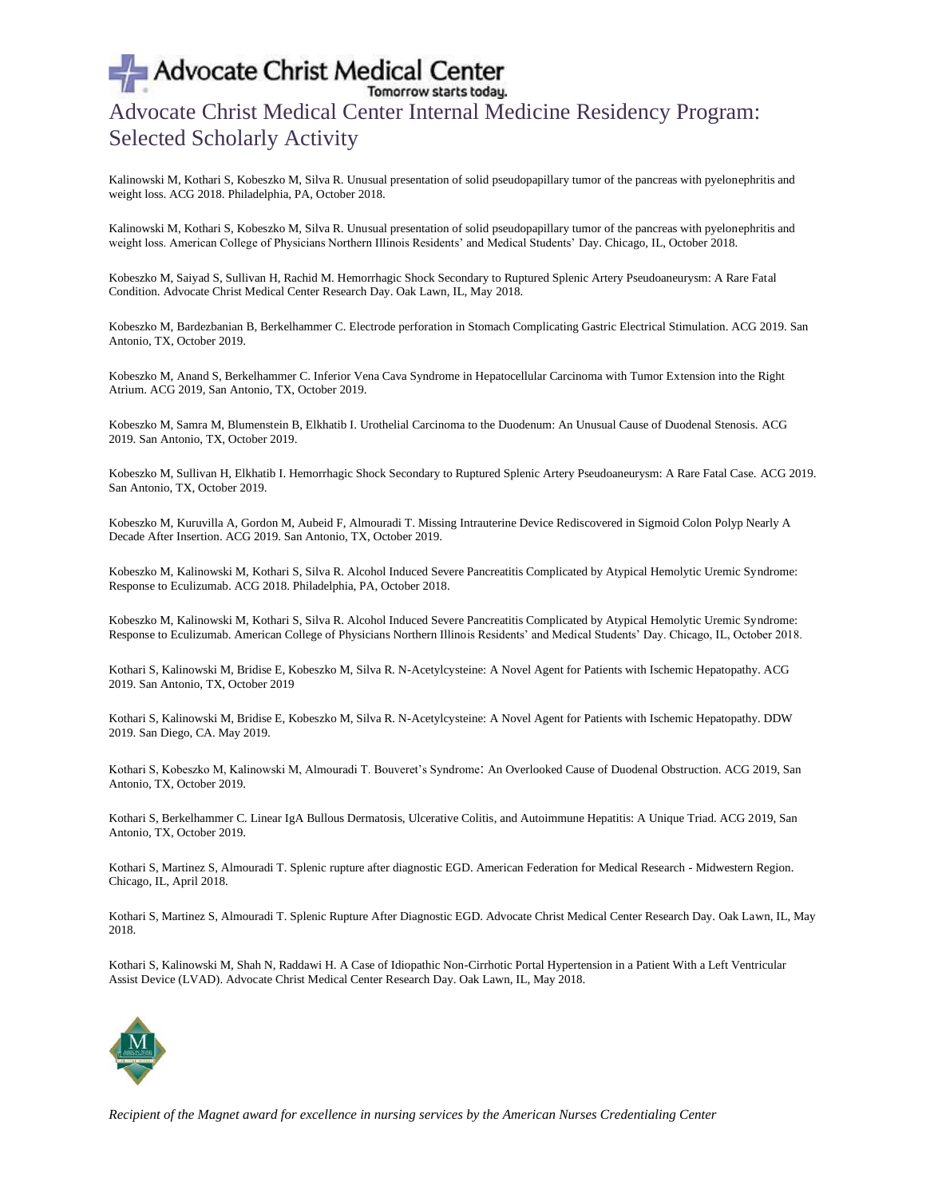# Advocate Christ Medical Center Internal Medicine Residency Program: Selected Scholarly Activity

Kalinowski M, Kothari S, Kobeszko M, Silva R. Unusual presentation of solid pseudopapillary tumor of the pancreas with pyelonephritis and weight loss. ACG 2018. Philadelphia, PA, October 2018.

Kalinowski M, Kothari S, Kobeszko M, Silva R. Unusual presentation of solid pseudopapillary tumor of the pancreas with pyelonephritis and weight loss. American College of Physicians Northern Illinois Residents' and Medical Students' Day. Chicago, IL, October 2018.

Kobeszko M, Saiyad S, Sullivan H, Rachid M. Hemorrhagic Shock Secondary to Ruptured Splenic Artery Pseudoaneurysm: A Rare Fatal Condition. Advocate Christ Medical Center Research Day. Oak Lawn, IL, May 2018.

Kobeszko M, Bardezbanian B, Berkelhammer C. Electrode perforation in Stomach Complicating Gastric Electrical Stimulation. ACG 2019. San Antonio, TX, October 2019.

Kobeszko M, Anand S, Berkelhammer C. Inferior Vena Cava Syndrome in Hepatocellular Carcinoma with Tumor Extension into the Right Atrium. ACG 2019, San Antonio, TX, October 2019.

Kobeszko M, Samra M, Blumenstein B, Elkhatib I. Urothelial Carcinoma to the Duodenum: An Unusual Cause of Duodenal Stenosis. ACG 2019. San Antonio, TX, October 2019.

Kobeszko M, Sullivan H, Elkhatib I. Hemorrhagic Shock Secondary to Ruptured Splenic Artery Pseudoaneurysm: A Rare Fatal Case. ACG 2019. San Antonio, TX, October 2019.

Kobeszko M, Kuruvilla A, Gordon M, Aubeid F, Almouradi T. Missing Intrauterine Device Rediscovered in Sigmoid Colon Polyp Nearly A Decade After Insertion. ACG 2019. San Antonio, TX, October 2019.

Kobeszko M, Kalinowski M, Kothari S, Silva R. Alcohol Induced Severe Pancreatitis Complicated by Atypical Hemolytic Uremic Syndrome: Response to Eculizumab. ACG 2018. Philadelphia, PA, October 2018.

Kobeszko M, Kalinowski M, Kothari S, Silva R. Alcohol Induced Severe Pancreatitis Complicated by Atypical Hemolytic Uremic Syndrome: Response to Eculizumab. American College of Physicians Northern Illinois Residents' and Medical Students' Day. Chicago, IL, October 2018.

Kothari S, Kalinowski M, Bridise E, Kobeszko M, Silva R. N-Acetylcysteine: A Novel Agent for Patients with Ischemic Hepatopathy. ACG 2019. San Antonio, TX, October 2019

Kothari S, Kalinowski M, Bridise E, Kobeszko M, Silva R. N-Acetylcysteine: A Novel Agent for Patients with Ischemic Hepatopathy. DDW 2019. San Diego, CA. May 2019.

Kothari S, Kobeszko M, Kalinowski M, Almouradi T. Bouveret's Syndrome: An Overlooked Cause of Duodenal Obstruction. ACG 2019, San Antonio, TX, October 2019.

Kothari S, Berkelhammer C. Linear IgA Bullous Dermatosis, Ulcerative Colitis, and Autoimmune Hepatitis: A Unique Triad. ACG 2019, San Antonio, TX, October 2019.

Kothari S, Martinez S, Almouradi T. Splenic rupture after diagnostic EGD. American Federation for Medical Research - Midwestern Region. Chicago, IL, April 2018.

Kothari S, Martinez S, Almouradi T. Splenic Rupture After Diagnostic EGD. Advocate Christ Medical Center Research Day. Oak Lawn, IL, May 2018.

Kothari S, Kalinowski M, Shah N, Raddawi H. A Case of Idiopathic Non-Cirrhotic Portal Hypertension in a Patient With a Left Ventricular Assist Device (LVAD). Advocate Christ Medical Center Research Day. Oak Lawn, IL, May 2018.

*Recipient of the Magnet award for excellence in nursing services by the American Nurses Credentialing Center*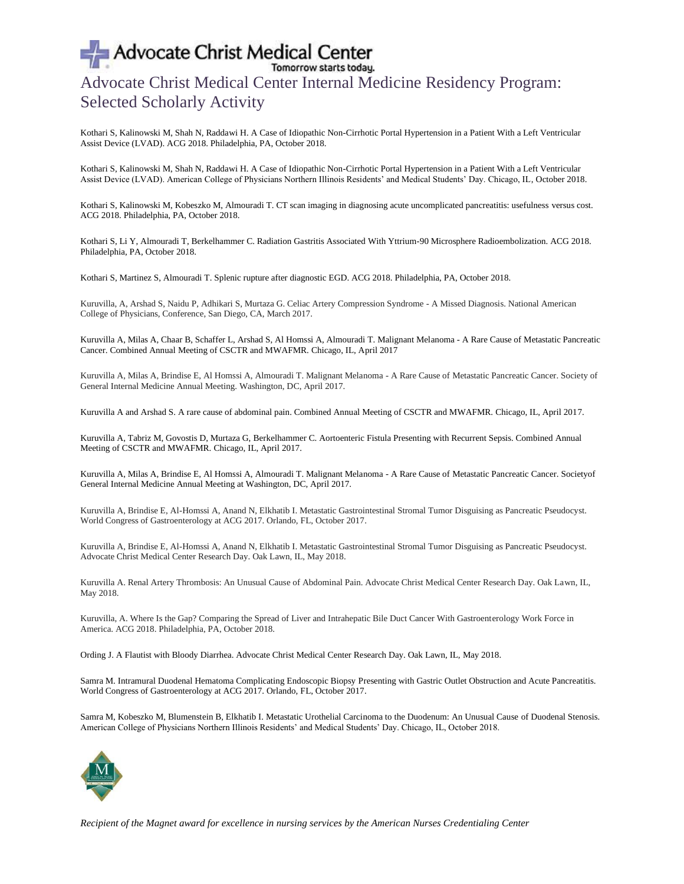# Advocate Christ Medical Center Internal Medicine Residency Program: Selected Scholarly Activity

Kothari S, Kalinowski M, Shah N, Raddawi H. A Case of Idiopathic Non-Cirrhotic Portal Hypertension in a Patient With a Left Ventricular Assist Device (LVAD). ACG 2018. Philadelphia, PA, October 2018.

Kothari S, Kalinowski M, Shah N, Raddawi H. A Case of Idiopathic Non-Cirrhotic Portal Hypertension in a Patient With a Left Ventricular Assist Device (LVAD). American College of Physicians Northern Illinois Residents' and Medical Students' Day. Chicago, IL, October 2018.

Kothari S, Kalinowski M, Kobeszko M, Almouradi T. CT scan imaging in diagnosing acute uncomplicated pancreatitis: usefulness versus cost. ACG 2018. Philadelphia, PA, October 2018.

Kothari S, Li Y, Almouradi T, Berkelhammer C. Radiation Gastritis Associated With Yttrium-90 Microsphere Radioembolization. ACG 2018. Philadelphia, PA, October 2018.

Kothari S, Martinez S, Almouradi T. Splenic rupture after diagnostic EGD. ACG 2018. Philadelphia, PA, October 2018.

Kuruvilla, A, Arshad S, Naidu P, Adhikari S, Murtaza G. Celiac Artery Compression Syndrome - A Missed Diagnosis. National American College of Physicians, Conference, San Diego, CA, March 2017.

Kuruvilla A, Milas A, Chaar B, Schaffer L, Arshad S, Al Homssi A, Almouradi T. Malignant Melanoma - A Rare Cause of Metastatic Pancreatic Cancer. Combined Annual Meeting of CSCTR and MWAFMR. Chicago, IL, April 2017

Kuruvilla A, Milas A, Brindise E, Al Homssi A, Almouradi T. Malignant Melanoma - A Rare Cause of Metastatic Pancreatic Cancer. Society of General Internal Medicine Annual Meeting. Washington, DC, April 2017.

Kuruvilla A and Arshad S. A rare cause of abdominal pain. Combined Annual Meeting of CSCTR and MWAFMR. Chicago, IL, April 2017.

Kuruvilla A, Tabriz M, Govostis D, Murtaza G, Berkelhammer C. Aortoenteric Fistula Presenting with Recurrent Sepsis. Combined Annual Meeting of CSCTR and MWAFMR. Chicago, IL, April 2017.

Kuruvilla A, Milas A, Brindise E, Al Homssi A, Almouradi T. Malignant Melanoma - A Rare Cause of Metastatic Pancreatic Cancer. Societyof General Internal Medicine Annual Meeting at Washington, DC, April 2017.

Kuruvilla A, Brindise E, Al-Homssi A, Anand N, Elkhatib I. Metastatic Gastrointestinal Stromal Tumor Disguising as Pancreatic Pseudocyst. World Congress of Gastroenterology at ACG 2017. Orlando, FL, October 2017.

Kuruvilla A, Brindise E, Al-Homssi A, Anand N, Elkhatib I. Metastatic Gastrointestinal Stromal Tumor Disguising as Pancreatic Pseudocyst. Advocate Christ Medical Center Research Day. Oak Lawn, IL, May 2018.

Kuruvilla A. Renal Artery Thrombosis: An Unusual Cause of Abdominal Pain. Advocate Christ Medical Center Research Day. Oak Lawn, IL, May 2018.

Kuruvilla, A. Where Is the Gap? Comparing the Spread of Liver and Intrahepatic Bile Duct Cancer With Gastroenterology Work Force in America. ACG 2018. Philadelphia, PA, October 2018.

Ording J. A Flautist with Bloody Diarrhea. Advocate Christ Medical Center Research Day. Oak Lawn, IL, May 2018.

Samra M. Intramural Duodenal Hematoma Complicating Endoscopic Biopsy Presenting with Gastric Outlet Obstruction and Acute Pancreatitis. World Congress of Gastroenterology at ACG 2017. Orlando, FL, October 2017.

Samra M, Kobeszko M, Blumenstein B, Elkhatib I. Metastatic Urothelial Carcinoma to the Duodenum: An Unusual Cause of Duodenal Stenosis. American College of Physicians Northern Illinois Residents' and Medical Students' Day. Chicago, IL, October 2018.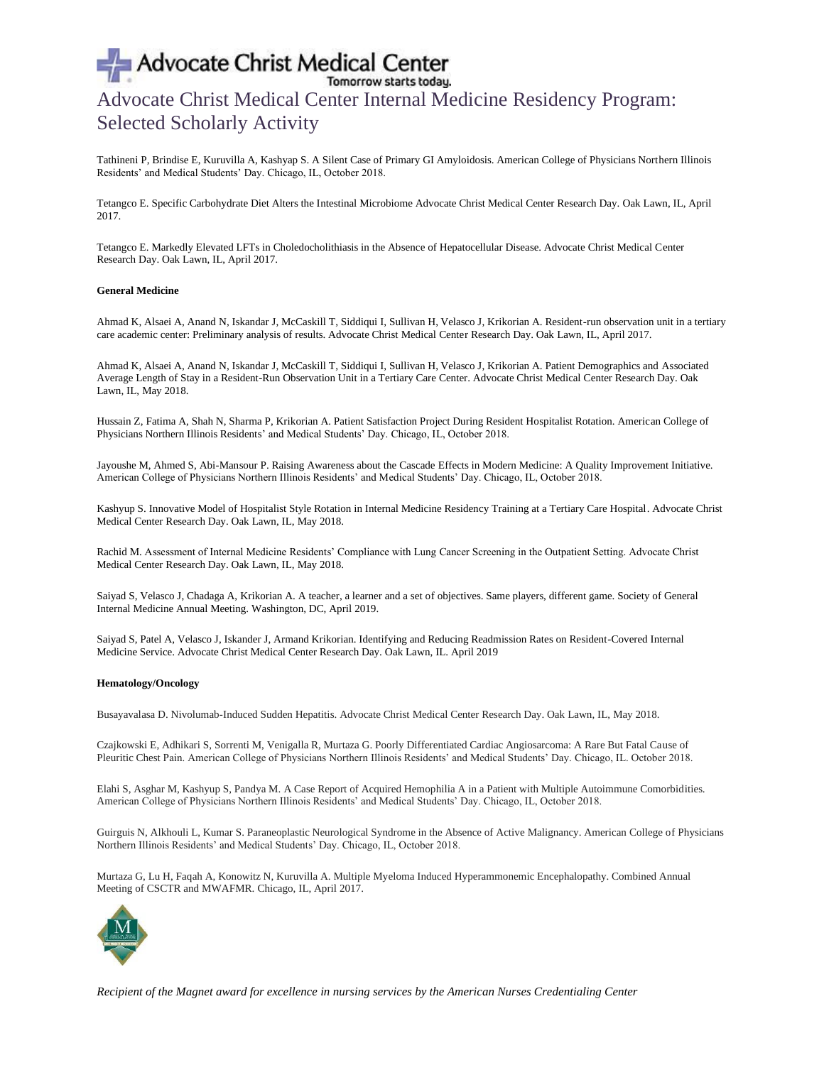Tathineni P, Brindise E, Kuruvilla A, Kashyap S. A Silent Case of Primary GI Amyloidosis. American College of Physicians Northern Illinois Residents' and Medical Students' Day. Chicago, IL, October 2018.

Tetangco E. Specific Carbohydrate Diet Alters the Intestinal Microbiome Advocate Christ Medical Center Research Day. Oak Lawn, IL, April 2017.

Tetangco E. Markedly Elevated LFTs in Choledocholithiasis in the Absence of Hepatocellular Disease. Advocate Christ Medical Center Research Day. Oak Lawn, IL, April 2017.

**General Medicine**

Ahmad K, Alsaei A, Anand N, Iskandar J, McCaskill T, Siddiqui I, Sullivan H, Velasco J, Krikorian A. Resident-run observation unit in a tertiary care academic center: Preliminary analysis of results. Advocate Christ Medical Center Research Day. Oak Lawn, IL, April 2017.

Ahmad K, Alsaei A, Anand N, Iskandar J, McCaskill T, Siddiqui I, Sullivan H, Velasco J, Krikorian A. Patient Demographics and Associated Average Length of Stay in a Resident-Run Observation Unit in a Tertiary Care Center. Advocate Christ Medical Center Research Day. Oak Lawn, IL, May 2018.

Hussain Z, Fatima A, Shah N, Sharma P, Krikorian A. Patient Satisfaction Project During Resident Hospitalist Rotation. American College of Physicians Northern Illinois Residents' and Medical Students' Day. Chicago, IL, October 2018.

Jayoushe M, Ahmed S, Abi-Mansour P. Raising Awareness about the Cascade Effects in Modern Medicine: A Quality Improvement Initiative. American College of Physicians Northern Illinois Residents' and Medical Students' Day. Chicago, IL, October 2018.

Kashyup S. Innovative Model of Hospitalist Style Rotation in Internal Medicine Residency Training at a Tertiary Care Hospital. Advocate Christ Medical Center Research Day. Oak Lawn, IL, May 2018.

Rachid M. Assessment of Internal Medicine Residents' Compliance with Lung Cancer Screening in the Outpatient Setting. Advocate Christ Medical Center Research Day. Oak Lawn, IL, May 2018.

Saiyad S, Velasco J, Chadaga A, Krikorian A. A teacher, a learner and a set of objectives. Same players, different game. Society of General Internal Medicine Annual Meeting. Washington, DC, April 2019.

Saiyad S, Patel A, Velasco J, Iskander J, Armand Krikorian. Identifying and Reducing Readmission Rates on Resident-Covered Internal Medicine Service. Advocate Christ Medical Center Research Day. Oak Lawn, IL. April 2019

**Hematology/Oncology**

Busayavalasa D. Nivolumab-Induced Sudden Hepatitis. Advocate Christ Medical Center Research Day. Oak Lawn, IL, May 2018.

Czajkowski E, Adhikari S, Sorrenti M, Venigalla R, Murtaza G. Poorly Differentiated Cardiac Angiosarcoma: A Rare But Fatal Cause of Pleuritic Chest Pain. American College of Physicians Northern Illinois Residents' and Medical Students' Day. Chicago, IL. October 2018.

Elahi S, Asghar M, Kashyup S, Pandya M. A Case Report of Acquired Hemophilia A in a Patient with Multiple Autoimmune Comorbidities. American College of Physicians Northern Illinois Residents' and Medical Students' Day. Chicago, IL, October 2018.

Guirguis N, Alkhouli L, Kumar S. Paraneoplastic Neurological Syndrome in the Absence of Active Malignancy. American College of Physicians Northern Illinois Residents' and Medical Students' Day. Chicago, IL, October 2018.

Murtaza G, Lu H, Faqah A, Konowitz N, Kuruvilla A. Multiple Myeloma Induced Hyperammonemic Encephalopathy. Combined Annual Meeting of CSCTR and MWAFMR. Chicago, IL, April 2017.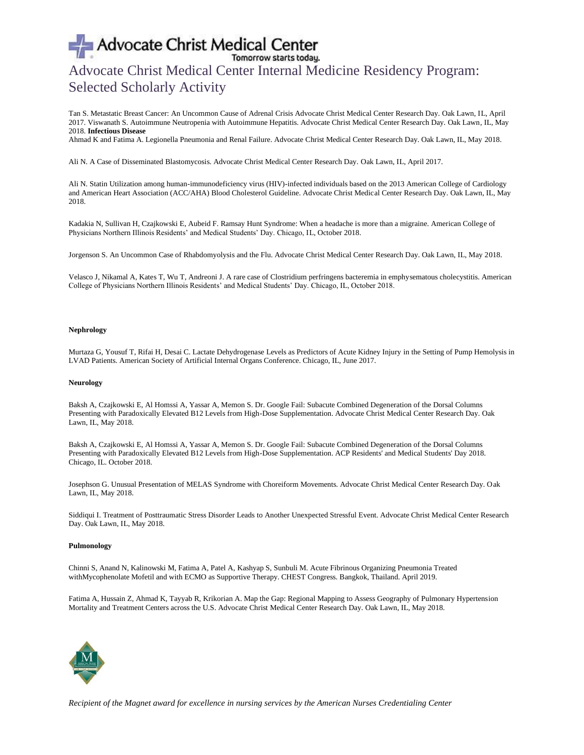# Advocate Christ Medical Center Internal Medicine Residency Program: Selected Scholarly Activity

Tan S. Metastatic Breast Cancer: An Uncommon Cause of Adrenal Crisis Advocate Christ Medical Center Research Day. Oak Lawn, IL, April 2017. Viswanath S. Autoimmune Neutropenia with Autoimmune Hepatitis. Advocate Christ Medical Center Research Day. Oak Lawn, IL, May 2018. **Infectious Disease**

Ahmad K and Fatima A. Legionella Pneumonia and Renal Failure. Advocate Christ Medical Center Research Day. Oak Lawn, IL, May 2018.

Ali N. A Case of Disseminated Blastomycosis. Advocate Christ Medical Center Research Day. Oak Lawn, IL, April 2017.

Ali N. Statin Utilization among human-immunodeficiency virus (HIV)-infected individuals based on the 2013 American College of Cardiology and American Heart Association (ACC/AHA) Blood Cholesterol Guideline. Advocate Christ Medical Center Research Day. Oak Lawn, IL, May 2018.

Kadakia N, Sullivan H, Czajkowski E, Aubeid F. Ramsay Hunt Syndrome: When a headache is more than a migraine. American College of Physicians Northern Illinois Residents' and Medical Students' Day. Chicago, IL, October 2018.

Jorgenson S. An Uncommon Case of Rhabdomyolysis and the Flu. Advocate Christ Medical Center Research Day. Oak Lawn, IL, May 2018.

Velasco J, Nikamal A, Kates T, Wu T, Andreoni J. A rare case of Clostridium perfringens bacteremia in emphysematous cholecystitis. American College of Physicians Northern Illinois Residents' and Medical Students' Day. Chicago, IL, October 2018.

**Nephrology**

Murtaza G, Yousuf T, Rifai H, Desai C. Lactate Dehydrogenase Levels as Predictors of Acute Kidney Injury in the Setting of Pump Hemolysis in LVAD Patients. American Society of Artificial Internal Organs Conference. Chicago, IL, June 2017.

**Neurology**

Baksh A, Czajkowski E, Al Homssi A, Yassar A, Memon S. Dr. Google Fail: Subacute Combined Degeneration of the Dorsal Columns Presenting with Paradoxically Elevated B12 Levels from High-Dose Supplementation. Advocate Christ Medical Center Research Day. Oak Lawn, IL, May 2018.

Baksh A, Czajkowski E, Al Homssi A, Yassar A, Memon S. Dr. Google Fail: Subacute Combined Degeneration of the Dorsal Columns Presenting with Paradoxically Elevated B12 Levels from High-Dose Supplementation. ACP Residents' and Medical Students' Day 2018. Chicago, IL. October 2018.

Josephson G. Unusual Presentation of MELAS Syndrome with Choreiform Movements. Advocate Christ Medical Center Research Day. Oak Lawn, IL, May 2018.

Siddiqui I. Treatment of Posttraumatic Stress Disorder Leads to Another Unexpected Stressful Event. Advocate Christ Medical Center Research Day. Oak Lawn, IL, May 2018.

**Pulmonology**

Chinni S, Anand N, Kalinowski M, Fatima A, Patel A, Kashyap S, Sunbuli M. Acute Fibrinous Organizing Pneumonia Treated withMycophenolate Mofetil and with ECMO as Supportive Therapy. CHEST Congress. Bangkok, Thailand. April 2019.

Fatima A, Hussain Z, Ahmad K, Tayyab R, Krikorian A. Map the Gap: Regional Mapping to Assess Geography of Pulmonary Hypertension Mortality and Treatment Centers across the U.S. Advocate Christ Medical Center Research Day. Oak Lawn, IL, May 2018.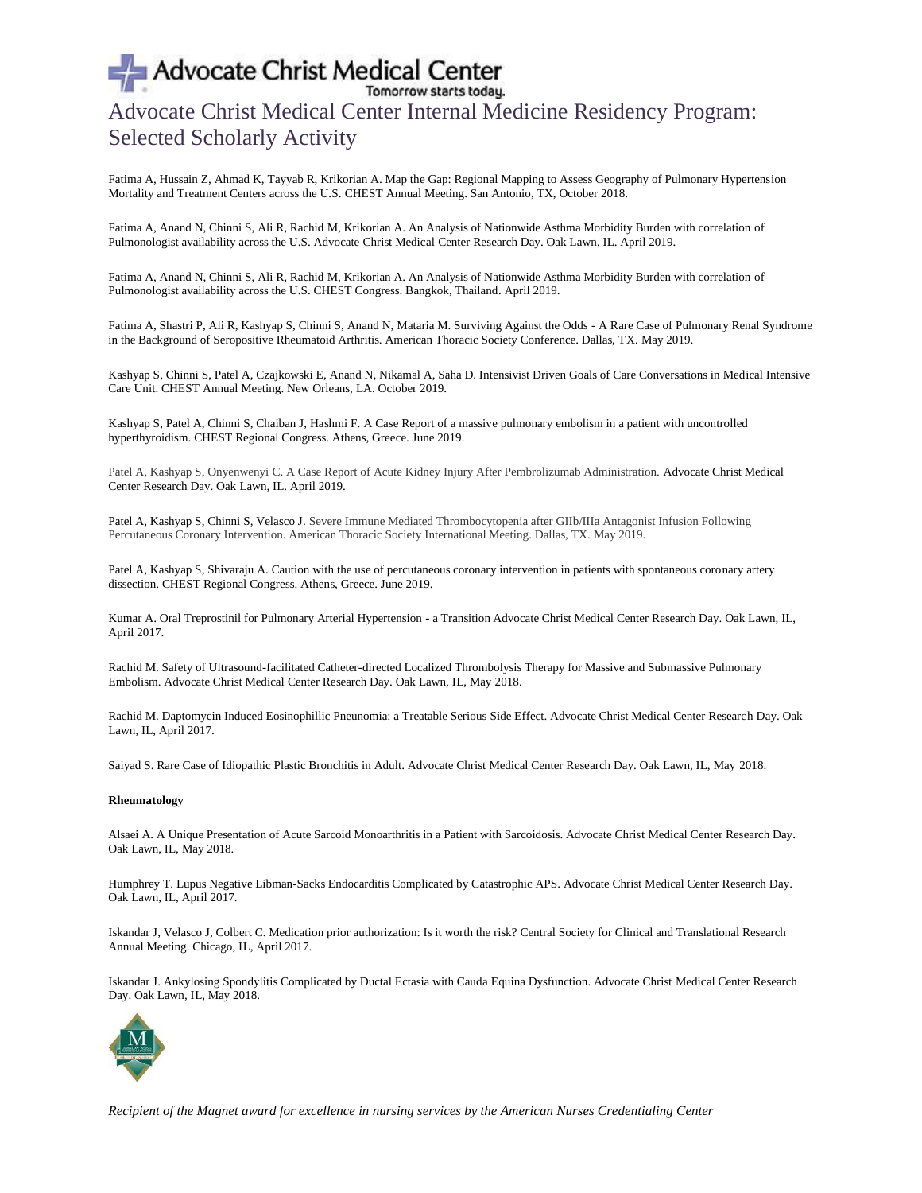# Advocate Christ Medical Center Internal Medicine Residency Program: Selected Scholarly Activity

Fatima A, Hussain Z, Ahmad K, Tayyab R, Krikorian A. Map the Gap: Regional Mapping to Assess Geography of Pulmonary Hypertension Mortality and Treatment Centers across the U.S. CHEST Annual Meeting. San Antonio, TX, October 2018.

Fatima A, Anand N, Chinni S, Ali R, Rachid M, Krikorian A. An Analysis of Nationwide Asthma Morbidity Burden with correlation of Pulmonologist availability across the U.S. Advocate Christ Medical Center Research Day. Oak Lawn, IL. April 2019.

Fatima A, Anand N, Chinni S, Ali R, Rachid M, Krikorian A. An Analysis of Nationwide Asthma Morbidity Burden with correlation of Pulmonologist availability across the U.S. CHEST Congress. Bangkok, Thailand. April 2019.

Fatima A, Shastri P, Ali R, Kashyap S, Chinni S, Anand N, Mataria M. Surviving Against the Odds - A Rare Case of Pulmonary Renal Syndrome in the Background of Seropositive Rheumatoid Arthritis. American Thoracic Society Conference. Dallas, TX. May 2019.

Kashyap S, Chinni S, Patel A, Czajkowski E, Anand N, Nikamal A, Saha D. Intensivist Driven Goals of Care Conversations in Medical Intensive Care Unit. CHEST Annual Meeting. New Orleans, LA. October 2019.

Kashyap S, Patel A, Chinni S, Chaiban J, Hashmi F. A Case Report of a massive pulmonary embolism in a patient with uncontrolled hyperthyroidism. CHEST Regional Congress. Athens, Greece. June 2019.

Patel A, Kashyap S, Onyenwenyi C. A Case Report of Acute Kidney Injury After Pembrolizumab Administration. Advocate Christ Medical Center Research Day. Oak Lawn, IL. April 2019.

Patel A, Kashyap S, Chinni S, Velasco J. Severe Immune Mediated Thrombocytopenia after GIIb/IIIa Antagonist Infusion Following Percutaneous Coronary Intervention. American Thoracic Society International Meeting. Dallas, TX. May 2019.

Patel A, Kashyap S, Shivaraju A. Caution with the use of percutaneous coronary intervention in patients with spontaneous coronary artery dissection. CHEST Regional Congress. Athens, Greece. June 2019.

Kumar A. Oral Treprostinil for Pulmonary Arterial Hypertension - a Transition Advocate Christ Medical Center Research Day. Oak Lawn, IL, April 2017.

Rachid M. Safety of Ultrasound-facilitated Catheter-directed Localized Thrombolysis Therapy for Massive and Submassive Pulmonary Embolism. Advocate Christ Medical Center Research Day. Oak Lawn, IL, May 2018.

Rachid M. Daptomycin Induced Eosinophillic Pneunomia: a Treatable Serious Side Effect. Advocate Christ Medical Center Research Day. Oak Lawn, IL, April 2017.

Saiyad S. Rare Case of Idiopathic Plastic Bronchitis in Adult. Advocate Christ Medical Center Research Day. Oak Lawn, IL, May 2018.

**Rheumatology**

Alsaei A. A Unique Presentation of Acute Sarcoid Monoarthritis in a Patient with Sarcoidosis. Advocate Christ Medical Center Research Day. Oak Lawn, IL, May 2018.

Humphrey T. Lupus Negative Libman-Sacks Endocarditis Complicated by Catastrophic APS. Advocate Christ Medical Center Research Day. Oak Lawn, IL, April 2017.

Iskandar J, Velasco J, Colbert C. Medication prior authorization: Is it worth the risk? Central Society for Clinical and Translational Research Annual Meeting. Chicago, IL, April 2017.

Iskandar J. Ankylosing Spondylitis Complicated by Ductal Ectasia with Cauda Equina Dysfunction. Advocate Christ Medical Center Research Day. Oak Lawn, IL, May 2018.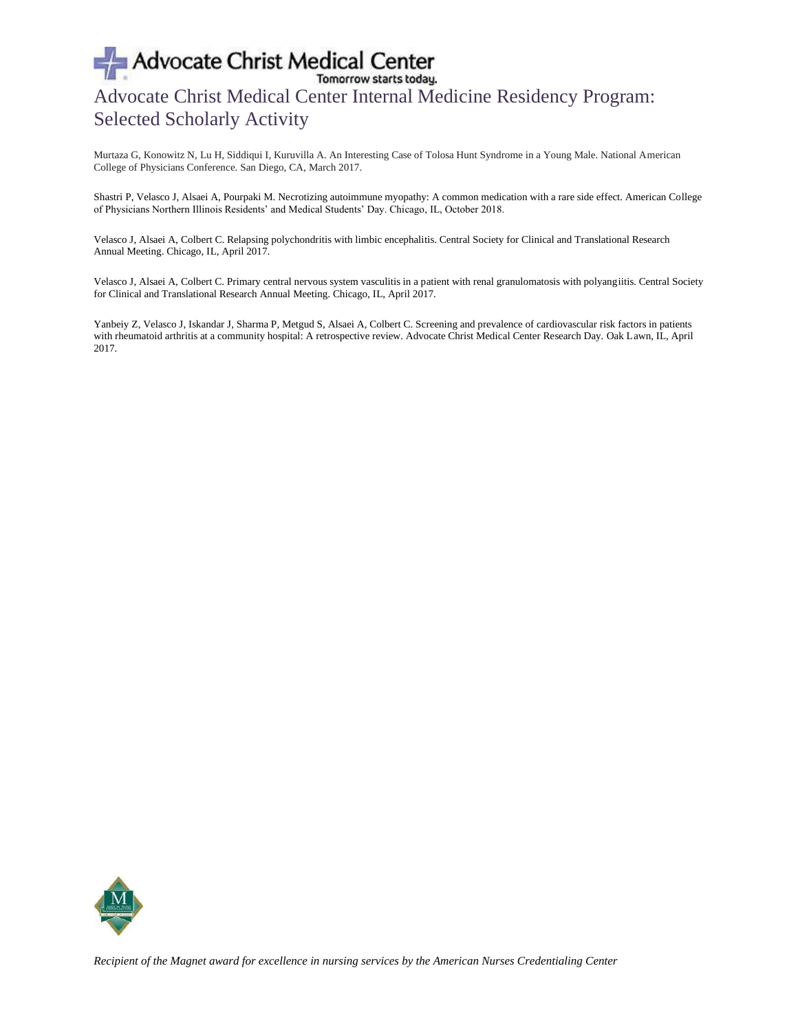# Advocate Christ Medical Center Internal Medicine Residency Program: Selected Scholarly Activity

Murtaza G, Konowitz N, Lu H, Siddiqui I, Kuruvilla A. An Interesting Case of Tolosa Hunt Syndrome in a Young Male. National American College of Physicians Conference. San Diego, CA, March 2017.

Shastri P, Velasco J, Alsaei A, Pourpaki M. Necrotizing autoimmune myopathy: A common medication with a rare side effect. American College of Physicians Northern Illinois Residents' and Medical Students' Day. Chicago, IL, October 2018.

Velasco J, Alsaei A, Colbert C. Relapsing polychondritis with limbic encephalitis. Central Society for Clinical and Translational Research Annual Meeting. Chicago, IL, April 2017.

Velasco J, Alsaei A, Colbert C. Primary central nervous system vasculitis in a patient with renal granulomatosis with polyangiitis. Central Society for Clinical and Translational Research Annual Meeting. Chicago, IL, April 2017.

Yanbeiy Z, Velasco J, Iskandar J, Sharma P, Metgud S, Alsaei A, Colbert C. Screening and prevalence of cardiovascular risk factors in patients with rheumatoid arthritis at a community hospital: A retrospective review. Advocate Christ Medical Center Research Day. Oak Lawn, IL, April 2017.

*Recipient of the Magnet award for excellence in nursing services by the American Nurses Credentialing Center*